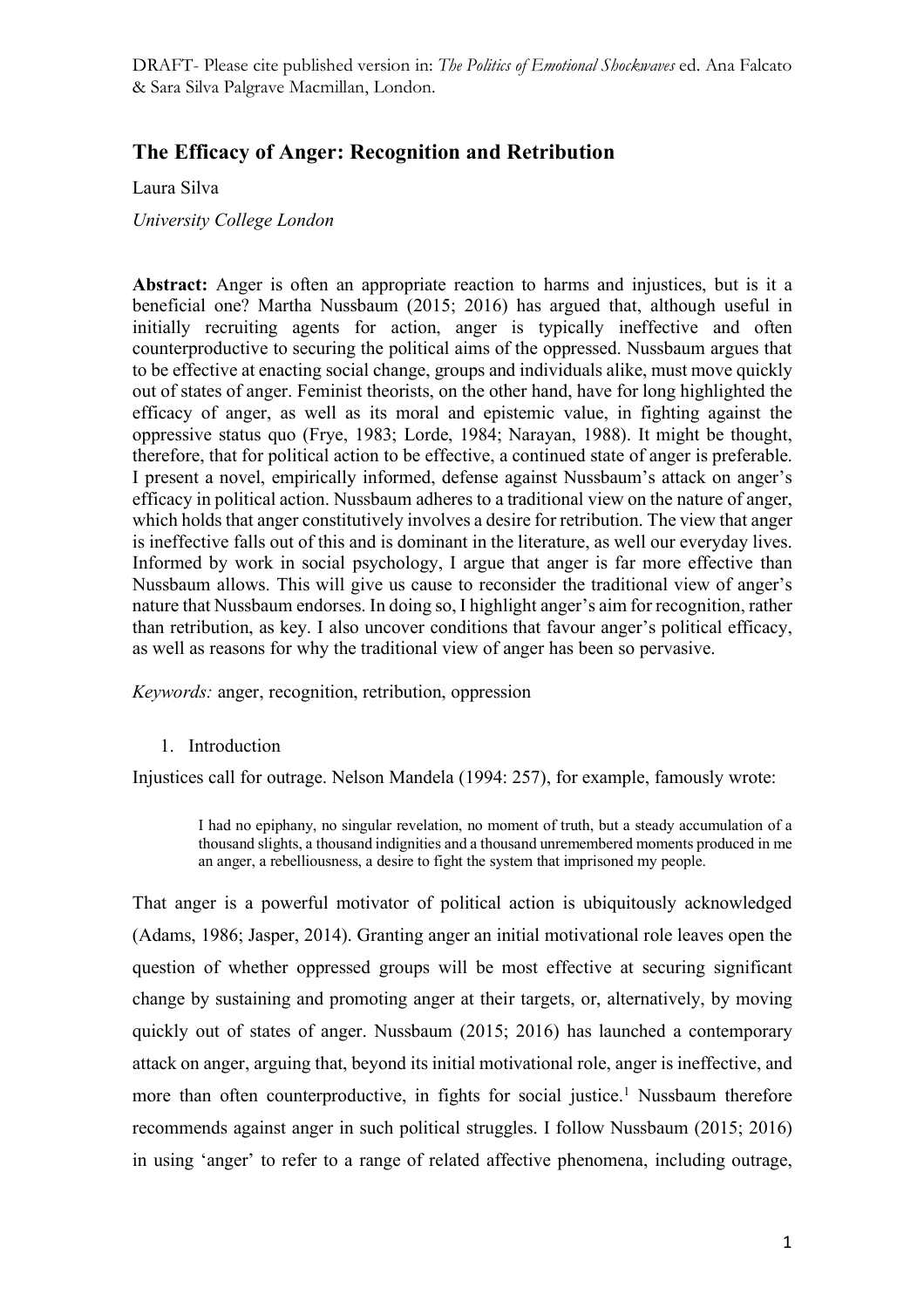DRAFT- Please cite published version in: *The Politics of Emotional Shockwaves* ed. Ana Falcato & Sara Silva Palgrave Macmillan, London.

# The Efficacy of Anger: Recognition and Retribution

Laura Silva

*University College London*

**Abstract:** Anger is often an appropriate reaction to harms and injustices, but is it a beneficial one? Martha Nussbaum (2015; 2016) has argued that, although useful in initially recruiting agents for action, anger is typically ineffective and often counterproductive to securing the political aims of the oppressed. Nussbaum argues that to be effective at enacting social change, groups and individuals alike, must move quickly out of states of anger. Feminist theorists, on the other hand, have for long highlighted the efficacy of anger, as well as its moral and epistemic value, in fighting against the oppressive status quo (Frye, 1983; Lorde, 1984; Narayan, 1988). It might be thought, therefore, that for political action to be effective, a continued state of anger is preferable. I present a novel, empirically informed, defense against Nussbaum's attack on anger's efficacy in political action. Nussbaum adheres to a traditional view on the nature of anger, which holds that anger constitutively involves a desire for retribution. The view that anger is ineffective falls out of this and is dominant in the literature, as well our everyday lives. Informed by work in social psychology, I argue that anger is far more effective than Nussbaum allows. This will give us cause to reconsider the traditional view of anger's nature that Nussbaum endorses. In doing so, I highlight anger's aim for recognition, rather than retribution, as key. I also uncover conditions that favour anger's political efficacy, as well as reasons for why the traditional view of anger has been so pervasive.

*Keywords:* anger, recognition, retribution, oppression

## 1. Introduction

Injustices call for outrage. Nelson Mandela (1994: 257), for example, famously wrote:

> I had no epiphany, no singular revelation, no moment of truth, but a steady accumulation of a thousand slights, a thousand indignities and a thousand unremembered moments produced in me an anger, a rebelliousness, a desire to fight the system that imprisoned my people.

That anger is a powerful motivator of political action is ubiquitously acknowledged (Adams, 1986; Jasper, 2014). Granting anger an initial motivational role leaves open the question of whether oppressed groups will be most effective at securing significant change by sustaining and promoting anger at their targets, or, alternatively, by moving quickly out of states of anger. Nussbaum (2015; 2016) has launched a contemporary attack on anger, arguing that, beyond its initial motivational role, anger is ineffective, and more than often counterproductive, in fights for social justice.[1] Nussbaum therefore recommends against anger in such political struggles. I follow Nussbaum (2015; 2016) in using 'anger' to refer to a range of related affective phenomena, including outrage,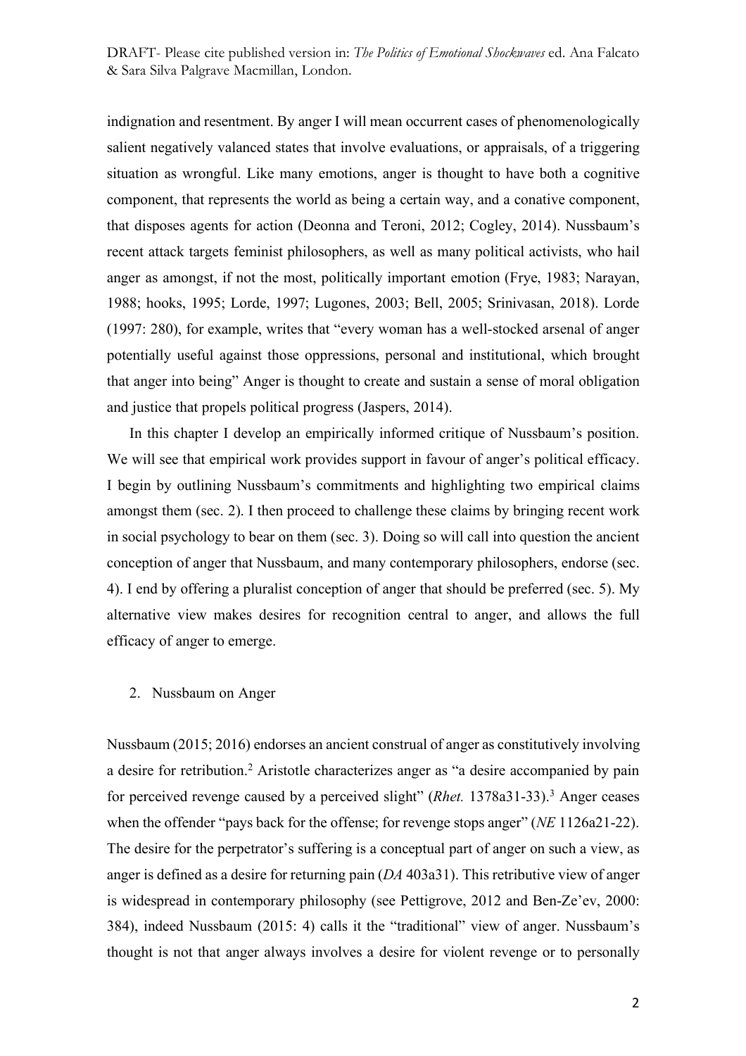indignation and resentment. By anger I will mean occurrent cases of phenomenologically salient negatively valanced states that involve evaluations, or appraisals, of a triggering situation as wrongful. Like many emotions, anger is thought to have both a cognitive component, that represents the world as being a certain way, and a conative component, that disposes agents for action (Deonna and Teroni, 2012; Cogley, 2014). Nussbaum's recent attack targets feminist philosophers, as well as many political activists, who hail anger as amongst, if not the most, politically important emotion (Frye, 1983; Narayan, 1988; hooks, 1995; Lorde, 1997; Lugones, 2003; Bell, 2005; Srinivasan, 2018). Lorde (1997: 280), for example, writes that "every woman has a well-stocked arsenal of anger potentially useful against those oppressions, personal and institutional, which brought that anger into being" Anger is thought to create and sustain a sense of moral obligation and justice that propels political progress (Jaspers, 2014).

In this chapter I develop an empirically informed critique of Nussbaum's position. We will see that empirical work provides support in favour of anger's political efficacy. I begin by outlining Nussbaum's commitments and highlighting two empirical claims amongst them (sec. 2). I then proceed to challenge these claims by bringing recent work in social psychology to bear on them (sec. 3). Doing so will call into question the ancient conception of anger that Nussbaum, and many contemporary philosophers, endorse (sec. 4). I end by offering a pluralist conception of anger that should be preferred (sec. 5). My alternative view makes desires for recognition central to anger, and allows the full efficacy of anger to emerge.

## 2. Nussbaum on Anger

Nussbaum (2015; 2016) endorses an ancient construal of anger as constitutively involving a desire for retribution.[2] Aristotle characterizes anger as "a desire accompanied by pain for perceived revenge caused by a perceived slight" (*Rhet.* 1378a31-33).[3] Anger ceases when the offender "pays back for the offense; for revenge stops anger" (*NE* 1126a21-22). The desire for the perpetrator's suffering is a conceptual part of anger on such a view, as anger is defined as a desire for returning pain (*DA* 403a31). This retributive view of anger is widespread in contemporary philosophy (see Pettigrove, 2012 and Ben-Ze'ev, 2000: 384), indeed Nussbaum (2015: 4) calls it the "traditional" view of anger. Nussbaum's thought is not that anger always involves a desire for violent revenge or to personally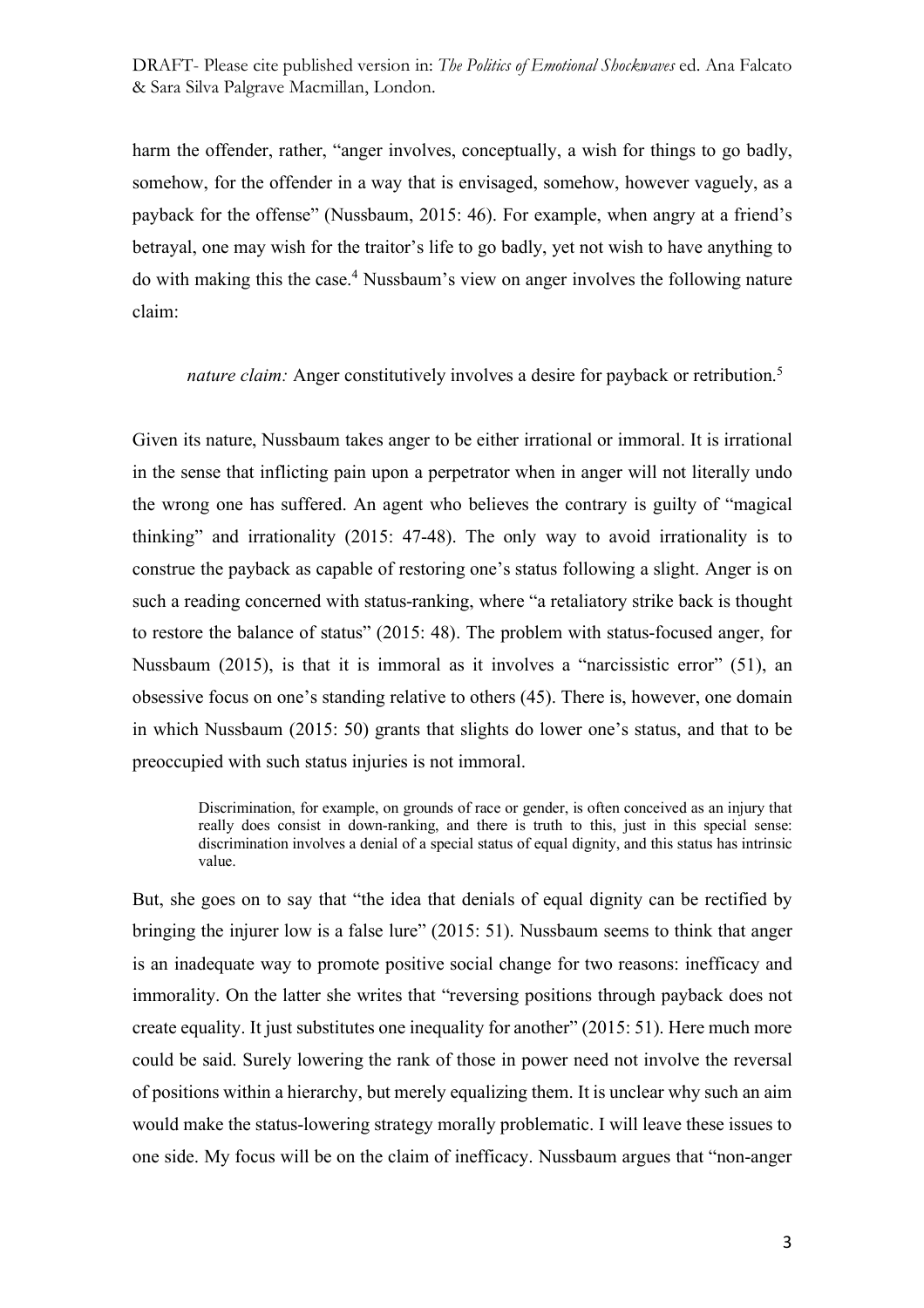harm the offender, rather, "anger involves, conceptually, a wish for things to go badly, somehow, for the offender in a way that is envisaged, somehow, however vaguely, as a payback for the offense" (Nussbaum, 2015: 46). For example, when angry at a friend's betrayal, one may wish for the traitor's life to go badly, yet not wish to have anything to do with making this the case.[4] Nussbaum's view on anger involves the following nature claim:

*nature claim:* Anger constitutively involves a desire for payback or retribution.[5]

Given its nature, Nussbaum takes anger to be either irrational or immoral. It is irrational in the sense that inflicting pain upon a perpetrator when in anger will not literally undo the wrong one has suffered. An agent who believes the contrary is guilty of "magical thinking" and irrationality (2015: 47-48). The only way to avoid irrationality is to construe the payback as capable of restoring one's status following a slight. Anger is on such a reading concerned with status-ranking, where "a retaliatory strike back is thought to restore the balance of status" (2015: 48). The problem with status-focused anger, for Nussbaum (2015), is that it is immoral as it involves a "narcissistic error" (51), an obsessive focus on one's standing relative to others (45). There is, however, one domain in which Nussbaum (2015: 50) grants that slights do lower one's status, and that to be preoccupied with such status injuries is not immoral.

> Discrimination, for example, on grounds of race or gender, is often conceived as an injury that really does consist in down-ranking, and there is truth to this, just in this special sense: discrimination involves a denial of a special status of equal dignity, and this status has intrinsic value.

But, she goes on to say that "the idea that denials of equal dignity can be rectified by bringing the injurer low is a false lure" (2015: 51). Nussbaum seems to think that anger is an inadequate way to promote positive social change for two reasons: inefficacy and immorality. On the latter she writes that "reversing positions through payback does not create equality. It just substitutes one inequality for another" (2015: 51). Here much more could be said. Surely lowering the rank of those in power need not involve the reversal of positions within a hierarchy, but merely equalizing them. It is unclear why such an aim would make the status-lowering strategy morally problematic. I will leave these issues to one side. My focus will be on the claim of inefficacy. Nussbaum argues that "non-anger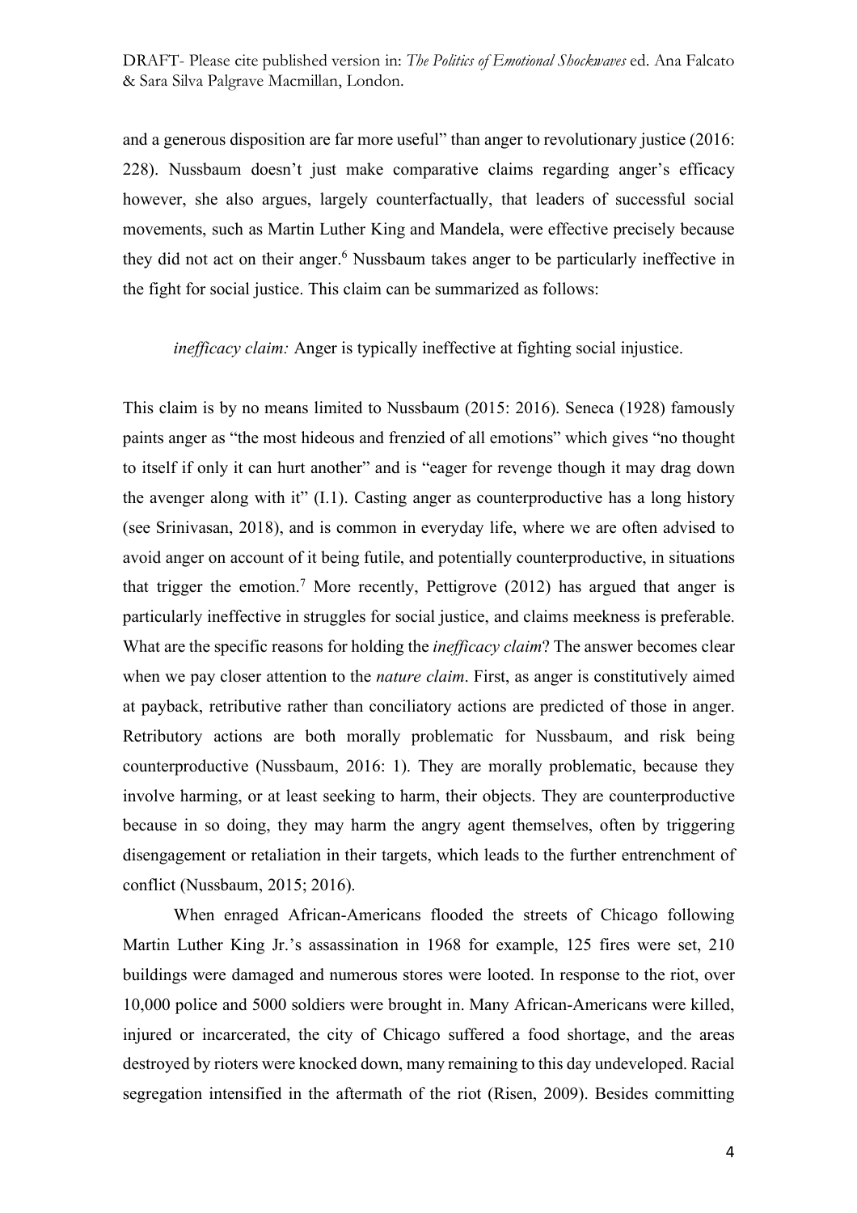and a generous disposition are far more useful" than anger to revolutionary justice (2016: 228). Nussbaum doesn't just make comparative claims regarding anger's efficacy however, she also argues, largely counterfactually, that leaders of successful social movements, such as Martin Luther King and Mandela, were effective precisely because they did not act on their anger.[6] Nussbaum takes anger to be particularly ineffective in the fight for social justice. This claim can be summarized as follows:

*inefficacy claim:* Anger is typically ineffective at fighting social injustice.

This claim is by no means limited to Nussbaum (2015: 2016). Seneca (1928) famously paints anger as "the most hideous and frenzied of all emotions" which gives "no thought to itself if only it can hurt another" and is "eager for revenge though it may drag down the avenger along with it" (I.1). Casting anger as counterproductive has a long history (see Srinivasan, 2018), and is common in everyday life, where we are often advised to avoid anger on account of it being futile, and potentially counterproductive, in situations that trigger the emotion.[7] More recently, Pettigrove (2012) has argued that anger is particularly ineffective in struggles for social justice, and claims meekness is preferable. What are the specific reasons for holding the *inefficacy claim*? The answer becomes clear when we pay closer attention to the *nature claim*. First, as anger is constitutively aimed at payback, retributive rather than conciliatory actions are predicted of those in anger. Retributory actions are both morally problematic for Nussbaum, and risk being counterproductive (Nussbaum, 2016: 1). They are morally problematic, because they involve harming, or at least seeking to harm, their objects. They are counterproductive because in so doing, they may harm the angry agent themselves, often by triggering disengagement or retaliation in their targets, which leads to the further entrenchment of conflict (Nussbaum, 2015; 2016).

When enraged African-Americans flooded the streets of Chicago following Martin Luther King Jr.'s assassination in 1968 for example, 125 fires were set, 210 buildings were damaged and numerous stores were looted. In response to the riot, over 10,000 police and 5000 soldiers were brought in. Many African-Americans were killed, injured or incarcerated, the city of Chicago suffered a food shortage, and the areas destroyed by rioters were knocked down, many remaining to this day undeveloped. Racial segregation intensified in the aftermath of the riot (Risen, 2009). Besides committing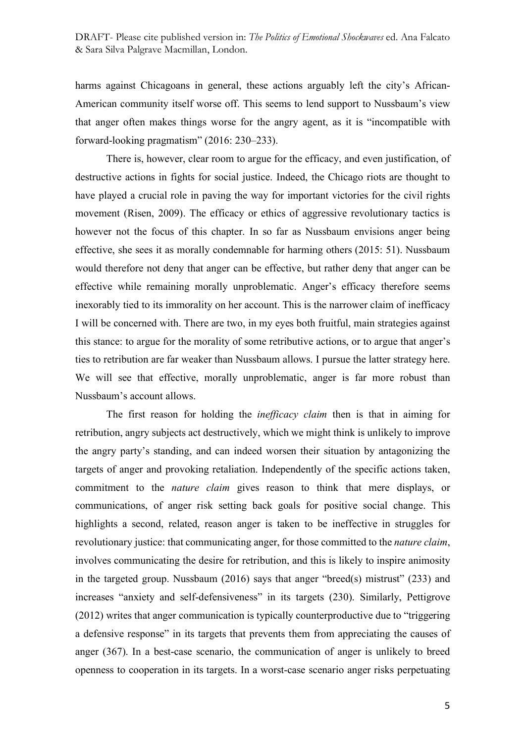harms against Chicagoans in general, these actions arguably left the city's African-American community itself worse off. This seems to lend support to Nussbaum's view that anger often makes things worse for the angry agent, as it is "incompatible with forward-looking pragmatism" (2016: 230–233).

There is, however, clear room to argue for the efficacy, and even justification, of destructive actions in fights for social justice. Indeed, the Chicago riots are thought to have played a crucial role in paving the way for important victories for the civil rights movement (Risen, 2009). The efficacy or ethics of aggressive revolutionary tactics is however not the focus of this chapter. In so far as Nussbaum envisions anger being effective, she sees it as morally condemnable for harming others (2015: 51). Nussbaum would therefore not deny that anger can be effective, but rather deny that anger can be effective while remaining morally unproblematic. Anger's efficacy therefore seems inexorably tied to its immorality on her account. This is the narrower claim of inefficacy I will be concerned with. There are two, in my eyes both fruitful, main strategies against this stance: to argue for the morality of some retributive actions, or to argue that anger's ties to retribution are far weaker than Nussbaum allows. I pursue the latter strategy here. We will see that effective, morally unproblematic, anger is far more robust than Nussbaum's account allows.

The first reason for holding the *inefficacy claim* then is that in aiming for retribution, angry subjects act destructively, which we might think is unlikely to improve the angry party's standing, and can indeed worsen their situation by antagonizing the targets of anger and provoking retaliation. Independently of the specific actions taken, commitment to the *nature claim* gives reason to think that mere displays, or communications, of anger risk setting back goals for positive social change. This highlights a second, related, reason anger is taken to be ineffective in struggles for revolutionary justice: that communicating anger, for those committed to the *nature claim*, involves communicating the desire for retribution, and this is likely to inspire animosity in the targeted group. Nussbaum (2016) says that anger "breed(s) mistrust" (233) and increases "anxiety and self-defensiveness" in its targets (230). Similarly, Pettigrove (2012) writes that anger communication is typically counterproductive due to "triggering a defensive response" in its targets that prevents them from appreciating the causes of anger (367). In a best-case scenario, the communication of anger is unlikely to breed openness to cooperation in its targets. In a worst-case scenario anger risks perpetuating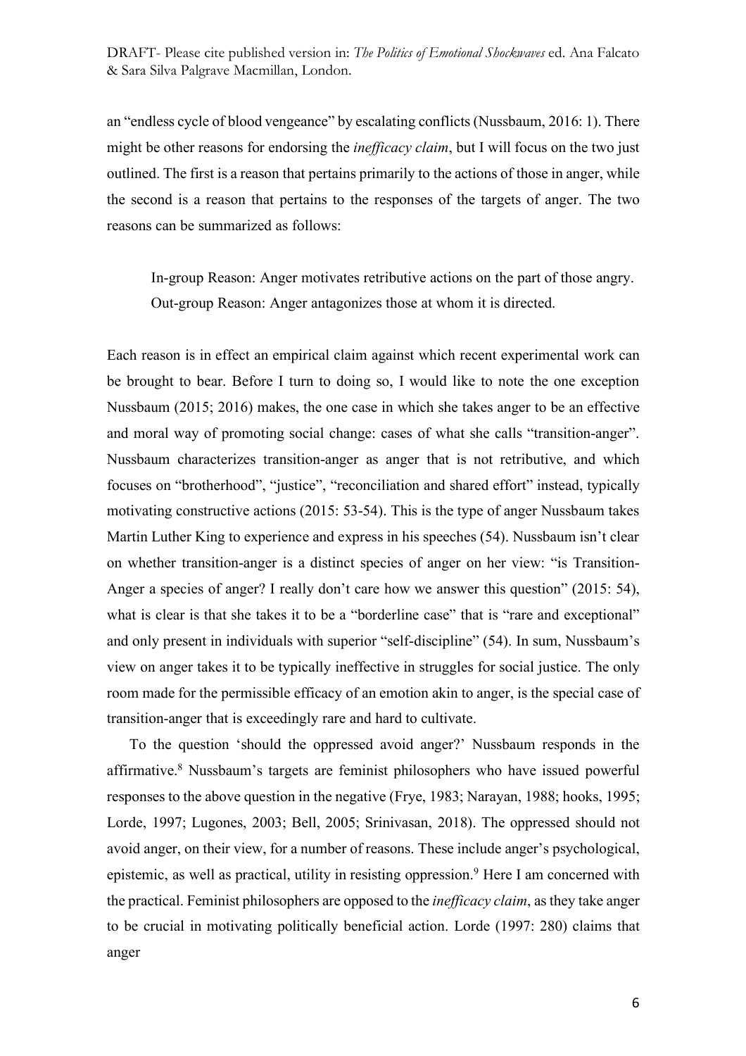an "endless cycle of blood vengeance" by escalating conflicts (Nussbaum, 2016: 1). There might be other reasons for endorsing the *inefficacy claim*, but I will focus on the two just outlined. The first is a reason that pertains primarily to the actions of those in anger, while the second is a reason that pertains to the responses of the targets of anger. The two reasons can be summarized as follows:

> In-group Reason: Anger motivates retributive actions on the part of those angry.
> Out-group Reason: Anger antagonizes those at whom it is directed.

Each reason is in effect an empirical claim against which recent experimental work can be brought to bear. Before I turn to doing so, I would like to note the one exception Nussbaum (2015; 2016) makes, the one case in which she takes anger to be an effective and moral way of promoting social change: cases of what she calls "transition-anger". Nussbaum characterizes transition-anger as anger that is not retributive, and which focuses on "brotherhood", "justice", "reconciliation and shared effort" instead, typically motivating constructive actions (2015: 53-54). This is the type of anger Nussbaum takes Martin Luther King to experience and express in his speeches (54). Nussbaum isn't clear on whether transition-anger is a distinct species of anger on her view: "is Transition-Anger a species of anger? I really don't care how we answer this question" (2015: 54), what is clear is that she takes it to be a "borderline case" that is "rare and exceptional" and only present in individuals with superior "self-discipline" (54). In sum, Nussbaum's view on anger takes it to be typically ineffective in struggles for social justice. The only room made for the permissible efficacy of an emotion akin to anger, is the special case of transition-anger that is exceedingly rare and hard to cultivate.

To the question 'should the oppressed avoid anger?' Nussbaum responds in the affirmative.[8] Nussbaum's targets are feminist philosophers who have issued powerful responses to the above question in the negative (Frye, 1983; Narayan, 1988; hooks, 1995; Lorde, 1997; Lugones, 2003; Bell, 2005; Srinivasan, 2018). The oppressed should not avoid anger, on their view, for a number of reasons. These include anger's psychological, epistemic, as well as practical, utility in resisting oppression.[9] Here I am concerned with the practical. Feminist philosophers are opposed to the *inefficacy claim*, as they take anger to be crucial in motivating politically beneficial action. Lorde (1997: 280) claims that anger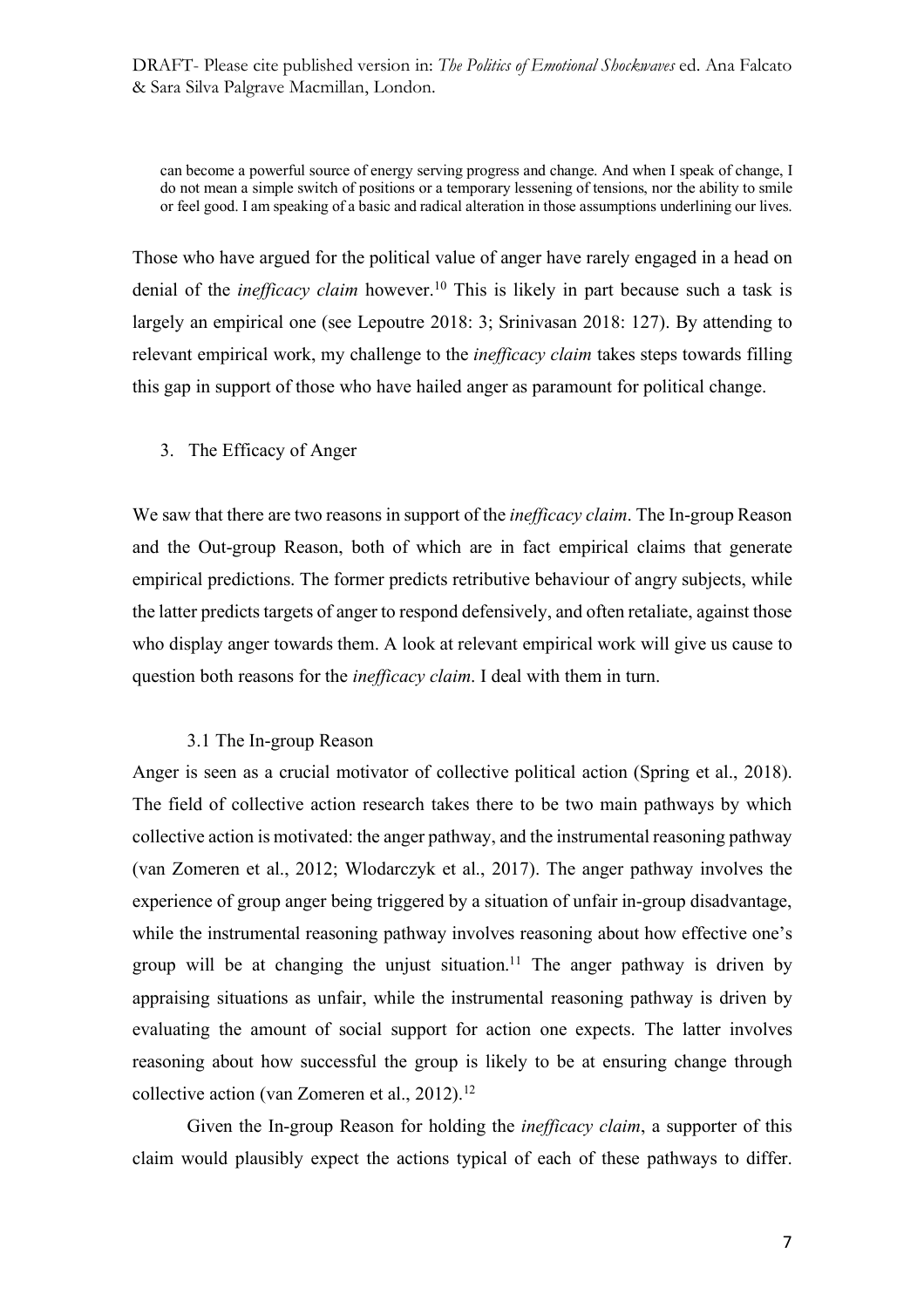> can become a powerful source of energy serving progress and change. And when I speak of change, I do not mean a simple switch of positions or a temporary lessening of tensions, nor the ability to smile or feel good. I am speaking of a basic and radical alteration in those assumptions underlining our lives.

Those who have argued for the political value of anger have rarely engaged in a head on denial of the *inefficacy claim* however.[10] This is likely in part because such a task is largely an empirical one (see Lepoutre 2018: 3; Srinivasan 2018: 127). By attending to relevant empirical work, my challenge to the *inefficacy claim* takes steps towards filling this gap in support of those who have hailed anger as paramount for political change.

## 3. The Efficacy of Anger

We saw that there are two reasons in support of the *inefficacy claim*. The In-group Reason and the Out-group Reason, both of which are in fact empirical claims that generate empirical predictions. The former predicts retributive behaviour of angry subjects, while the latter predicts targets of anger to respond defensively, and often retaliate, against those who display anger towards them. A look at relevant empirical work will give us cause to question both reasons for the *inefficacy claim*. I deal with them in turn.

### 3.1 The In-group Reason

Anger is seen as a crucial motivator of collective political action (Spring et al., 2018). The field of collective action research takes there to be two main pathways by which collective action is motivated: the anger pathway, and the instrumental reasoning pathway (van Zomeren et al., 2012; Wlodarczyk et al., 2017). The anger pathway involves the experience of group anger being triggered by a situation of unfair in-group disadvantage, while the instrumental reasoning pathway involves reasoning about how effective one's group will be at changing the unjust situation.[11] The anger pathway is driven by appraising situations as unfair, while the instrumental reasoning pathway is driven by evaluating the amount of social support for action one expects. The latter involves reasoning about how successful the group is likely to be at ensuring change through collective action (van Zomeren et al., 2012).[12]

Given the In-group Reason for holding the *inefficacy claim*, a supporter of this claim would plausibly expect the actions typical of each of these pathways to differ.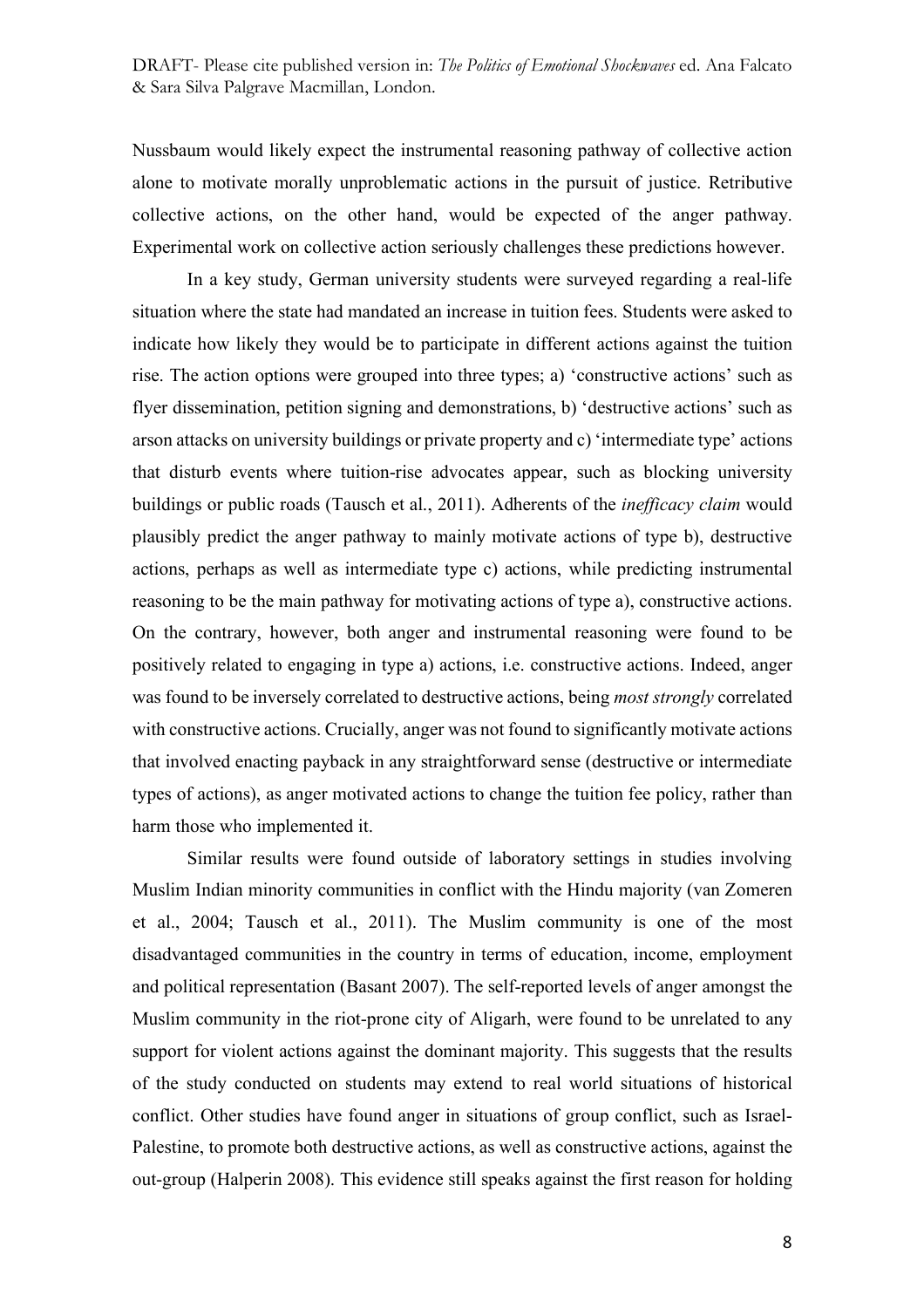Nussbaum would likely expect the instrumental reasoning pathway of collective action alone to motivate morally unproblematic actions in the pursuit of justice. Retributive collective actions, on the other hand, would be expected of the anger pathway. Experimental work on collective action seriously challenges these predictions however.

In a key study, German university students were surveyed regarding a real-life situation where the state had mandated an increase in tuition fees. Students were asked to indicate how likely they would be to participate in different actions against the tuition rise. The action options were grouped into three types; a) 'constructive actions' such as flyer dissemination, petition signing and demonstrations, b) 'destructive actions' such as arson attacks on university buildings or private property and c) 'intermediate type' actions that disturb events where tuition-rise advocates appear, such as blocking university buildings or public roads (Tausch et al., 2011). Adherents of the *inefficacy claim* would plausibly predict the anger pathway to mainly motivate actions of type b), destructive actions, perhaps as well as intermediate type c) actions, while predicting instrumental reasoning to be the main pathway for motivating actions of type a), constructive actions. On the contrary, however, both anger and instrumental reasoning were found to be positively related to engaging in type a) actions, i.e. constructive actions. Indeed, anger was found to be inversely correlated to destructive actions, being *most strongly* correlated with constructive actions. Crucially, anger was not found to significantly motivate actions that involved enacting payback in any straightforward sense (destructive or intermediate types of actions), as anger motivated actions to change the tuition fee policy, rather than harm those who implemented it.

Similar results were found outside of laboratory settings in studies involving Muslim Indian minority communities in conflict with the Hindu majority (van Zomeren et al., 2004; Tausch et al., 2011). The Muslim community is one of the most disadvantaged communities in the country in terms of education, income, employment and political representation (Basant 2007). The self-reported levels of anger amongst the Muslim community in the riot-prone city of Aligarh, were found to be unrelated to any support for violent actions against the dominant majority. This suggests that the results of the study conducted on students may extend to real world situations of historical conflict. Other studies have found anger in situations of group conflict, such as Israel-Palestine, to promote both destructive actions, as well as constructive actions, against the out-group (Halperin 2008). This evidence still speaks against the first reason for holding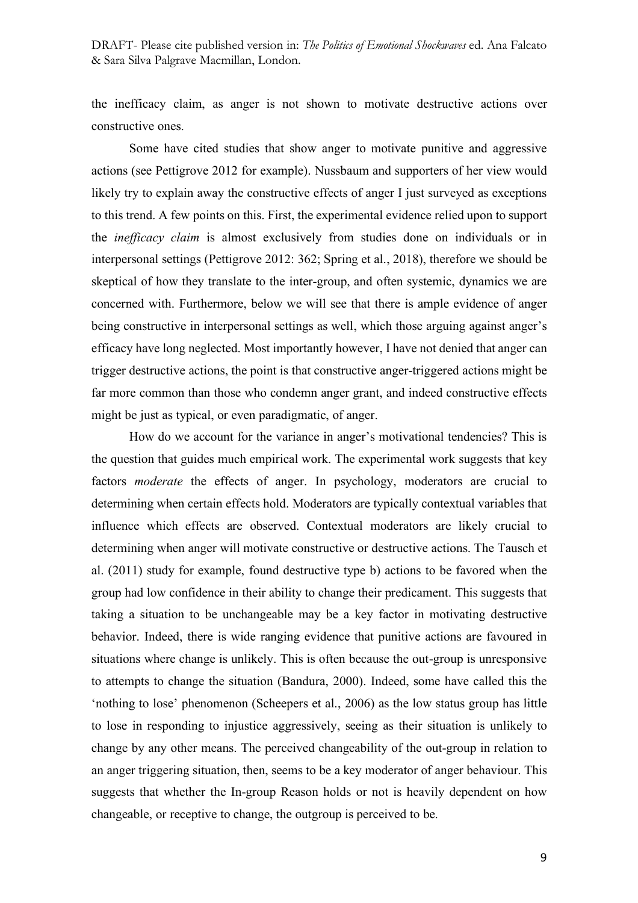the inefficacy claim, as anger is not shown to motivate destructive actions over constructive ones.

Some have cited studies that show anger to motivate punitive and aggressive actions (see Pettigrove 2012 for example). Nussbaum and supporters of her view would likely try to explain away the constructive effects of anger I just surveyed as exceptions to this trend. A few points on this. First, the experimental evidence relied upon to support the *inefficacy claim* is almost exclusively from studies done on individuals or in interpersonal settings (Pettigrove 2012: 362; Spring et al., 2018), therefore we should be skeptical of how they translate to the inter-group, and often systemic, dynamics we are concerned with. Furthermore, below we will see that there is ample evidence of anger being constructive in interpersonal settings as well, which those arguing against anger's efficacy have long neglected. Most importantly however, I have not denied that anger can trigger destructive actions, the point is that constructive anger-triggered actions might be far more common than those who condemn anger grant, and indeed constructive effects might be just as typical, or even paradigmatic, of anger.

How do we account for the variance in anger's motivational tendencies? This is the question that guides much empirical work. The experimental work suggests that key factors *moderate* the effects of anger. In psychology, moderators are crucial to determining when certain effects hold. Moderators are typically contextual variables that influence which effects are observed. Contextual moderators are likely crucial to determining when anger will motivate constructive or destructive actions. The Tausch et al. (2011) study for example, found destructive type b) actions to be favored when the group had low confidence in their ability to change their predicament. This suggests that taking a situation to be unchangeable may be a key factor in motivating destructive behavior. Indeed, there is wide ranging evidence that punitive actions are favoured in situations where change is unlikely. This is often because the out-group is unresponsive to attempts to change the situation (Bandura, 2000). Indeed, some have called this the 'nothing to lose' phenomenon (Scheepers et al., 2006) as the low status group has little to lose in responding to injustice aggressively, seeing as their situation is unlikely to change by any other means. The perceived changeability of the out-group in relation to an anger triggering situation, then, seems to be a key moderator of anger behaviour. This suggests that whether the In-group Reason holds or not is heavily dependent on how changeable, or receptive to change, the outgroup is perceived to be.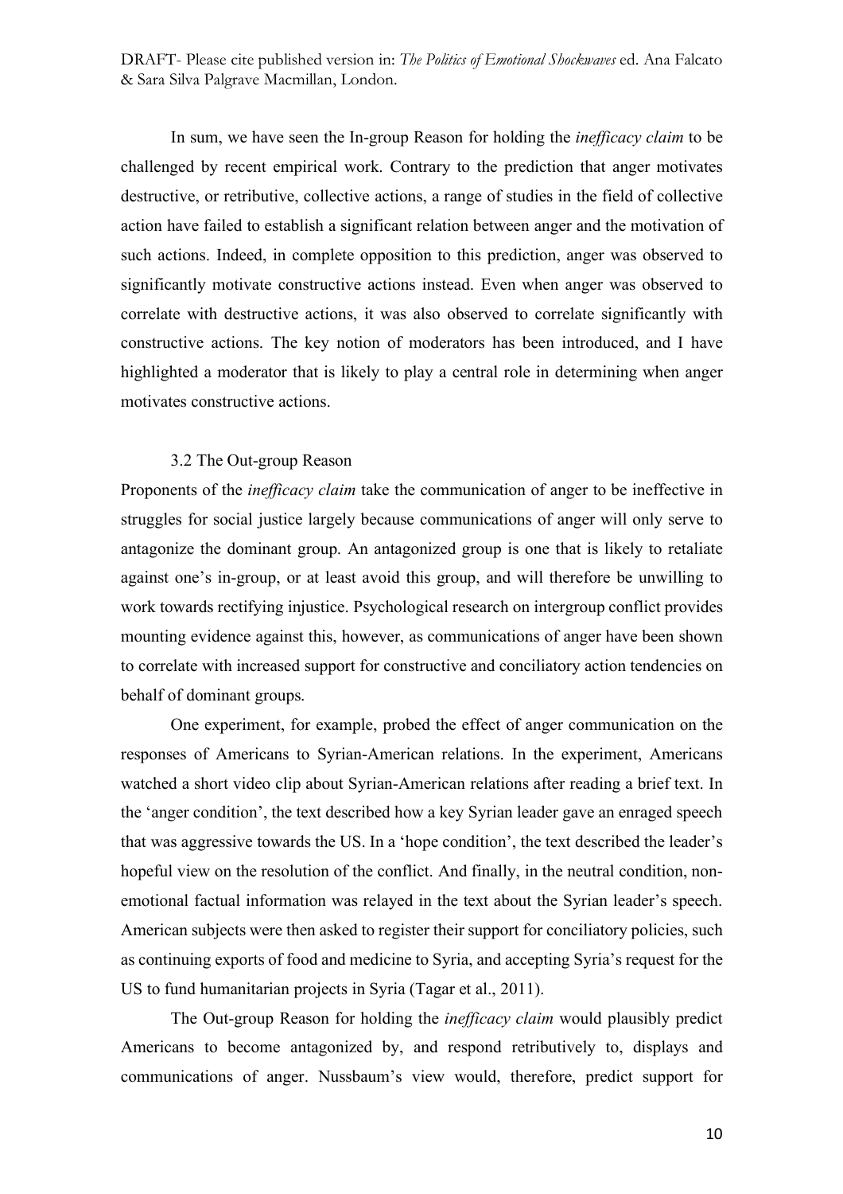In sum, we have seen the In-group Reason for holding the *inefficacy claim* to be challenged by recent empirical work. Contrary to the prediction that anger motivates destructive, or retributive, collective actions, a range of studies in the field of collective action have failed to establish a significant relation between anger and the motivation of such actions. Indeed, in complete opposition to this prediction, anger was observed to significantly motivate constructive actions instead. Even when anger was observed to correlate with destructive actions, it was also observed to correlate significantly with constructive actions. The key notion of moderators has been introduced, and I have highlighted a moderator that is likely to play a central role in determining when anger motivates constructive actions.

### 3.2 The Out-group Reason

Proponents of the *inefficacy claim* take the communication of anger to be ineffective in struggles for social justice largely because communications of anger will only serve to antagonize the dominant group. An antagonized group is one that is likely to retaliate against one's in-group, or at least avoid this group, and will therefore be unwilling to work towards rectifying injustice. Psychological research on intergroup conflict provides mounting evidence against this, however, as communications of anger have been shown to correlate with increased support for constructive and conciliatory action tendencies on behalf of dominant groups.

One experiment, for example, probed the effect of anger communication on the responses of Americans to Syrian-American relations. In the experiment, Americans watched a short video clip about Syrian-American relations after reading a brief text. In the 'anger condition', the text described how a key Syrian leader gave an enraged speech that was aggressive towards the US. In a 'hope condition', the text described the leader's hopeful view on the resolution of the conflict. And finally, in the neutral condition, non-emotional factual information was relayed in the text about the Syrian leader's speech. American subjects were then asked to register their support for conciliatory policies, such as continuing exports of food and medicine to Syria, and accepting Syria's request for the US to fund humanitarian projects in Syria (Tagar et al., 2011).

The Out-group Reason for holding the *inefficacy claim* would plausibly predict Americans to become antagonized by, and respond retributively to, displays and communications of anger. Nussbaum's view would, therefore, predict support for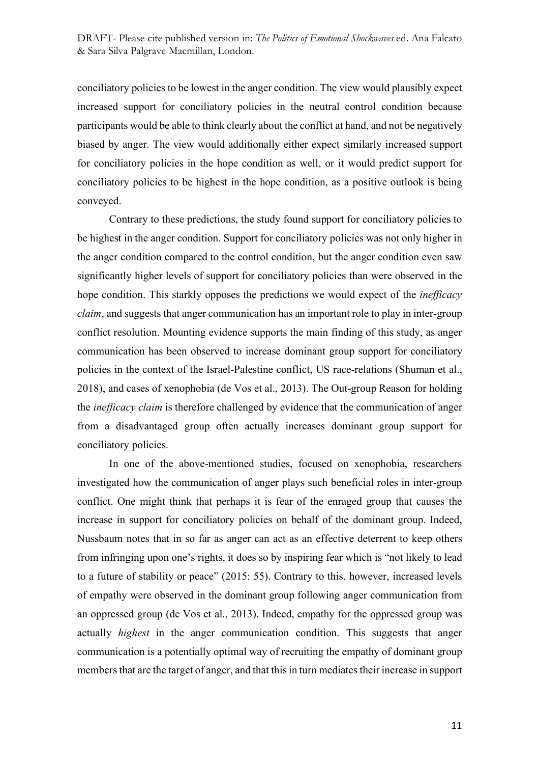conciliatory policies to be lowest in the anger condition. The view would plausibly expect increased support for conciliatory policies in the neutral control condition because participants would be able to think clearly about the conflict at hand, and not be negatively biased by anger. The view would additionally either expect similarly increased support for conciliatory policies in the hope condition as well, or it would predict support for conciliatory policies to be highest in the hope condition, as a positive outlook is being conveyed.

Contrary to these predictions, the study found support for conciliatory policies to be highest in the anger condition. Support for conciliatory policies was not only higher in the anger condition compared to the control condition, but the anger condition even saw significantly higher levels of support for conciliatory policies than were observed in the hope condition. This starkly opposes the predictions we would expect of the *inefficacy claim*, and suggests that anger communication has an important role to play in inter-group conflict resolution. Mounting evidence supports the main finding of this study, as anger communication has been observed to increase dominant group support for conciliatory policies in the context of the Israel-Palestine conflict, US race-relations (Shuman et al., 2018), and cases of xenophobia (de Vos et al., 2013). The Out-group Reason for holding the *inefficacy claim* is therefore challenged by evidence that the communication of anger from a disadvantaged group often actually increases dominant group support for conciliatory policies.

In one of the above-mentioned studies, focused on xenophobia, researchers investigated how the communication of anger plays such beneficial roles in inter-group conflict. One might think that perhaps it is fear of the enraged group that causes the increase in support for conciliatory policies on behalf of the dominant group. Indeed, Nussbaum notes that in so far as anger can act as an effective deterrent to keep others from infringing upon one's rights, it does so by inspiring fear which is "not likely to lead to a future of stability or peace" (2015: 55). Contrary to this, however, increased levels of empathy were observed in the dominant group following anger communication from an oppressed group (de Vos et al., 2013). Indeed, empathy for the oppressed group was actually *highest* in the anger communication condition. This suggests that anger communication is a potentially optimal way of recruiting the empathy of dominant group members that are the target of anger, and that this in turn mediates their increase in support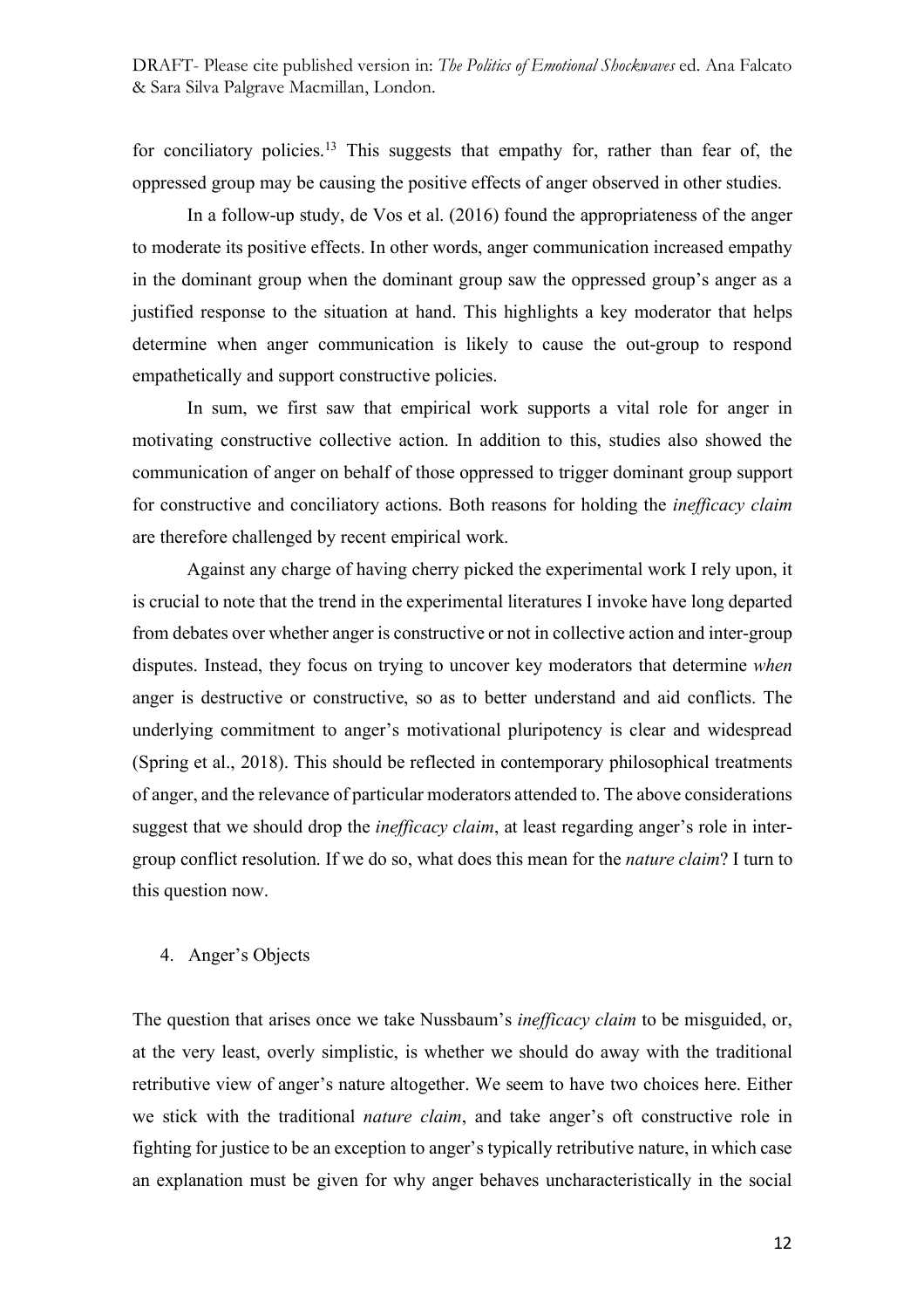for conciliatory policies.[13] This suggests that empathy for, rather than fear of, the oppressed group may be causing the positive effects of anger observed in other studies.

In a follow-up study, de Vos et al. (2016) found the appropriateness of the anger to moderate its positive effects. In other words, anger communication increased empathy in the dominant group when the dominant group saw the oppressed group's anger as a justified response to the situation at hand. This highlights a key moderator that helps determine when anger communication is likely to cause the out-group to respond empathetically and support constructive policies.

In sum, we first saw that empirical work supports a vital role for anger in motivating constructive collective action. In addition to this, studies also showed the communication of anger on behalf of those oppressed to trigger dominant group support for constructive and conciliatory actions. Both reasons for holding the *inefficacy claim* are therefore challenged by recent empirical work.

Against any charge of having cherry picked the experimental work I rely upon, it is crucial to note that the trend in the experimental literatures I invoke have long departed from debates over whether anger is constructive or not in collective action and inter-group disputes. Instead, they focus on trying to uncover key moderators that determine *when* anger is destructive or constructive, so as to better understand and aid conflicts. The underlying commitment to anger's motivational pluripotency is clear and widespread (Spring et al., 2018). This should be reflected in contemporary philosophical treatments of anger, and the relevance of particular moderators attended to. The above considerations suggest that we should drop the *inefficacy claim*, at least regarding anger's role in inter-group conflict resolution. If we do so, what does this mean for the *nature claim*? I turn to this question now.

## 4. Anger's Objects

The question that arises once we take Nussbaum's *inefficacy claim* to be misguided, or, at the very least, overly simplistic, is whether we should do away with the traditional retributive view of anger's nature altogether. We seem to have two choices here. Either we stick with the traditional *nature claim*, and take anger's oft constructive role in fighting for justice to be an exception to anger's typically retributive nature, in which case an explanation must be given for why anger behaves uncharacteristically in the social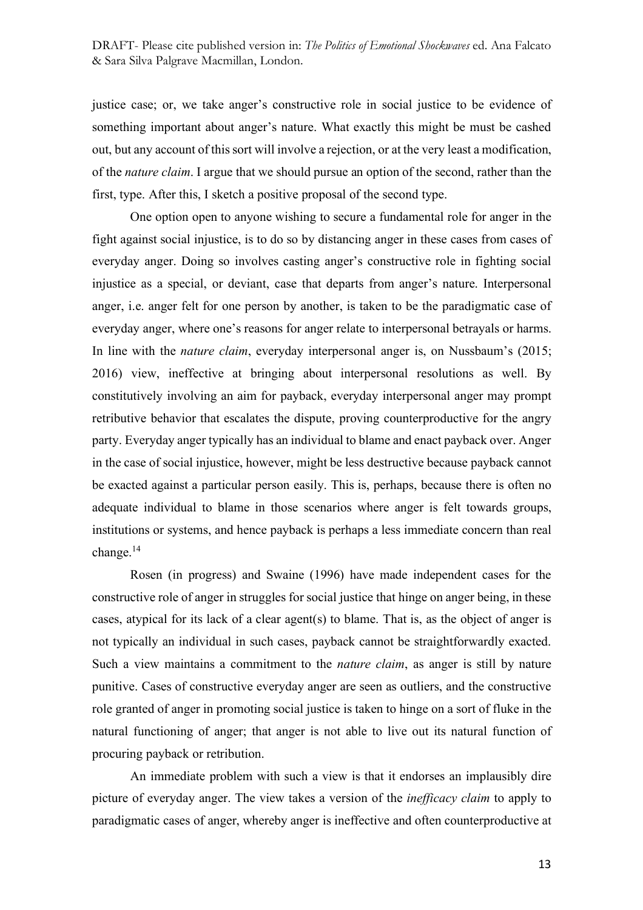justice case; or, we take anger's constructive role in social justice to be evidence of something important about anger's nature. What exactly this might be must be cashed out, but any account of this sort will involve a rejection, or at the very least a modification, of the *nature claim*. I argue that we should pursue an option of the second, rather than the first, type. After this, I sketch a positive proposal of the second type.

One option open to anyone wishing to secure a fundamental role for anger in the fight against social injustice, is to do so by distancing anger in these cases from cases of everyday anger. Doing so involves casting anger's constructive role in fighting social injustice as a special, or deviant, case that departs from anger's nature. Interpersonal anger, i.e. anger felt for one person by another, is taken to be the paradigmatic case of everyday anger, where one's reasons for anger relate to interpersonal betrayals or harms. In line with the *nature claim*, everyday interpersonal anger is, on Nussbaum's (2015; 2016) view, ineffective at bringing about interpersonal resolutions as well. By constitutively involving an aim for payback, everyday interpersonal anger may prompt retributive behavior that escalates the dispute, proving counterproductive for the angry party. Everyday anger typically has an individual to blame and enact payback over. Anger in the case of social injustice, however, might be less destructive because payback cannot be exacted against a particular person easily. This is, perhaps, because there is often no adequate individual to blame in those scenarios where anger is felt towards groups, institutions or systems, and hence payback is perhaps a less immediate concern than real change.[14]

Rosen (in progress) and Swaine (1996) have made independent cases for the constructive role of anger in struggles for social justice that hinge on anger being, in these cases, atypical for its lack of a clear agent(s) to blame. That is, as the object of anger is not typically an individual in such cases, payback cannot be straightforwardly exacted. Such a view maintains a commitment to the *nature claim*, as anger is still by nature punitive. Cases of constructive everyday anger are seen as outliers, and the constructive role granted of anger in promoting social justice is taken to hinge on a sort of fluke in the natural functioning of anger; that anger is not able to live out its natural function of procuring payback or retribution.

An immediate problem with such a view is that it endorses an implausibly dire picture of everyday anger. The view takes a version of the *inefficacy claim* to apply to paradigmatic cases of anger, whereby anger is ineffective and often counterproductive at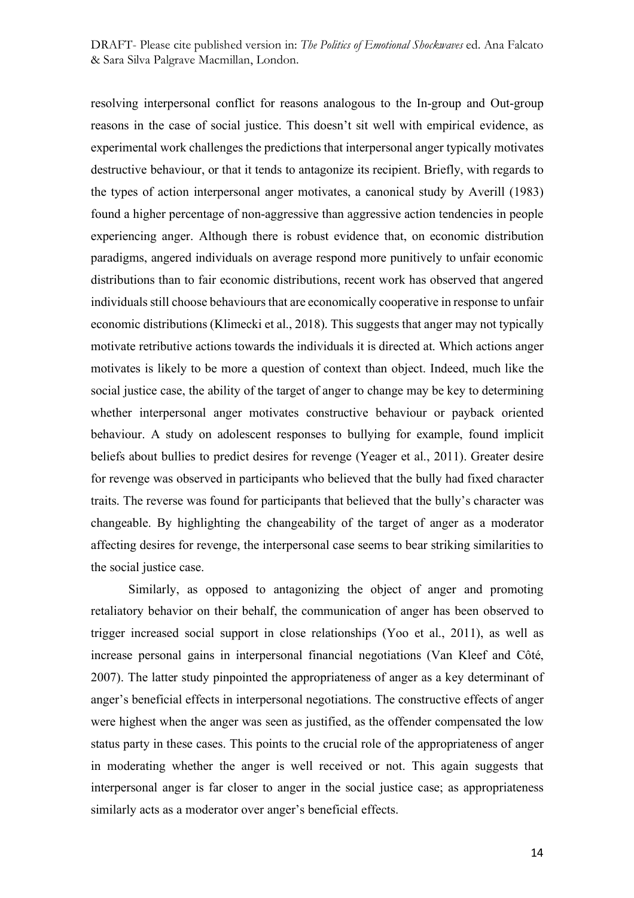resolving interpersonal conflict for reasons analogous to the In-group and Out-group reasons in the case of social justice. This doesn't sit well with empirical evidence, as experimental work challenges the predictions that interpersonal anger typically motivates destructive behaviour, or that it tends to antagonize its recipient. Briefly, with regards to the types of action interpersonal anger motivates, a canonical study by Averill (1983) found a higher percentage of non-aggressive than aggressive action tendencies in people experiencing anger. Although there is robust evidence that, on economic distribution paradigms, angered individuals on average respond more punitively to unfair economic distributions than to fair economic distributions, recent work has observed that angered individuals still choose behaviours that are economically cooperative in response to unfair economic distributions (Klimecki et al., 2018). This suggests that anger may not typically motivate retributive actions towards the individuals it is directed at. Which actions anger motivates is likely to be more a question of context than object. Indeed, much like the social justice case, the ability of the target of anger to change may be key to determining whether interpersonal anger motivates constructive behaviour or payback oriented behaviour. A study on adolescent responses to bullying for example, found implicit beliefs about bullies to predict desires for revenge (Yeager et al., 2011). Greater desire for revenge was observed in participants who believed that the bully had fixed character traits. The reverse was found for participants that believed that the bully's character was changeable. By highlighting the changeability of the target of anger as a moderator affecting desires for revenge, the interpersonal case seems to bear striking similarities to the social justice case.

Similarly, as opposed to antagonizing the object of anger and promoting retaliatory behavior on their behalf, the communication of anger has been observed to trigger increased social support in close relationships (Yoo et al., 2011), as well as increase personal gains in interpersonal financial negotiations (Van Kleef and Côté, 2007). The latter study pinpointed the appropriateness of anger as a key determinant of anger's beneficial effects in interpersonal negotiations. The constructive effects of anger were highest when the anger was seen as justified, as the offender compensated the low status party in these cases. This points to the crucial role of the appropriateness of anger in moderating whether the anger is well received or not. This again suggests that interpersonal anger is far closer to anger in the social justice case; as appropriateness similarly acts as a moderator over anger's beneficial effects.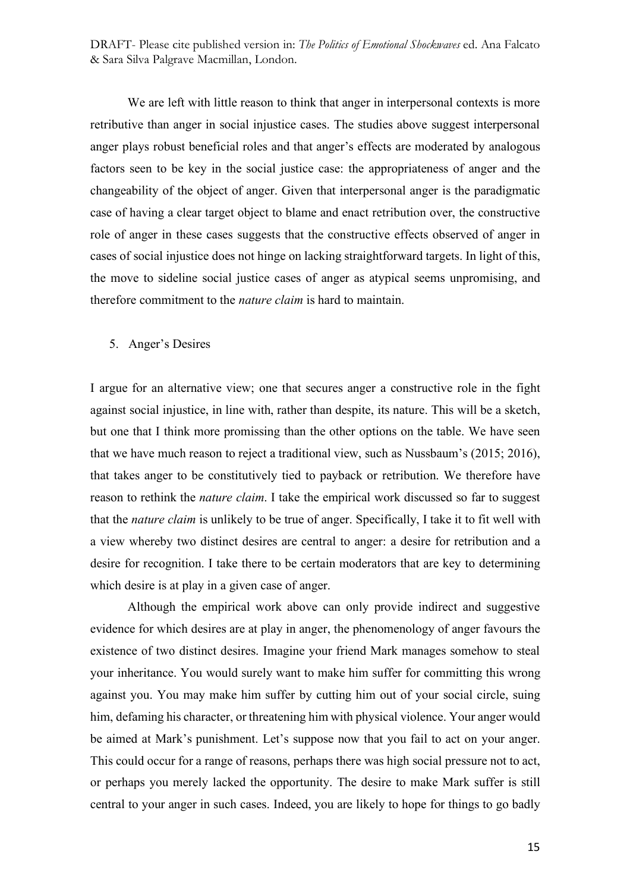We are left with little reason to think that anger in interpersonal contexts is more retributive than anger in social injustice cases. The studies above suggest interpersonal anger plays robust beneficial roles and that anger's effects are moderated by analogous factors seen to be key in the social justice case: the appropriateness of anger and the changeability of the object of anger. Given that interpersonal anger is the paradigmatic case of having a clear target object to blame and enact retribution over, the constructive role of anger in these cases suggests that the constructive effects observed of anger in cases of social injustice does not hinge on lacking straightforward targets. In light of this, the move to sideline social justice cases of anger as atypical seems unpromising, and therefore commitment to the *nature claim* is hard to maintain.

## 5. Anger's Desires

I argue for an alternative view; one that secures anger a constructive role in the fight against social injustice, in line with, rather than despite, its nature. This will be a sketch, but one that I think more promising than the other options on the table. We have seen that we have much reason to reject a traditional view, such as Nussbaum's (2015; 2016), that takes anger to be constitutively tied to payback or retribution. We therefore have reason to rethink the *nature claim*. I take the empirical work discussed so far to suggest that the *nature claim* is unlikely to be true of anger. Specifically, I take it to fit well with a view whereby two distinct desires are central to anger: a desire for retribution and a desire for recognition. I take there to be certain moderators that are key to determining which desire is at play in a given case of anger.

Although the empirical work above can only provide indirect and suggestive evidence for which desires are at play in anger, the phenomenology of anger favours the existence of two distinct desires. Imagine your friend Mark manages somehow to steal your inheritance. You would surely want to make him suffer for committing this wrong against you. You may make him suffer by cutting him out of your social circle, suing him, defaming his character, or threatening him with physical violence. Your anger would be aimed at Mark's punishment. Let's suppose now that you fail to act on your anger. This could occur for a range of reasons, perhaps there was high social pressure not to act, or perhaps you merely lacked the opportunity. The desire to make Mark suffer is still central to your anger in such cases. Indeed, you are likely to hope for things to go badly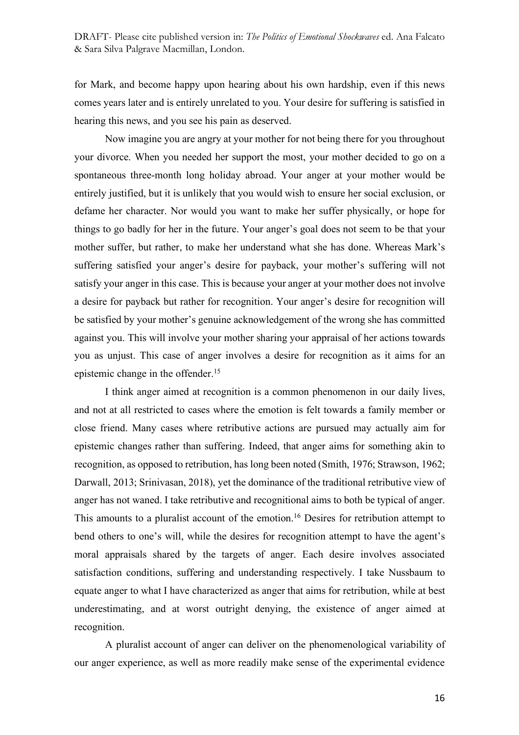for Mark, and become happy upon hearing about his own hardship, even if this news comes years later and is entirely unrelated to you. Your desire for suffering is satisfied in hearing this news, and you see his pain as deserved.

Now imagine you are angry at your mother for not being there for you throughout your divorce. When you needed her support the most, your mother decided to go on a spontaneous three-month long holiday abroad. Your anger at your mother would be entirely justified, but it is unlikely that you would wish to ensure her social exclusion, or defame her character. Nor would you want to make her suffer physically, or hope for things to go badly for her in the future. Your anger's goal does not seem to be that your mother suffer, but rather, to make her understand what she has done. Whereas Mark's suffering satisfied your anger's desire for payback, your mother's suffering will not satisfy your anger in this case. This is because your anger at your mother does not involve a desire for payback but rather for recognition. Your anger's desire for recognition will be satisfied by your mother's genuine acknowledgement of the wrong she has committed against you. This will involve your mother sharing your appraisal of her actions towards you as unjust. This case of anger involves a desire for recognition as it aims for an epistemic change in the offender.[15]

I think anger aimed at recognition is a common phenomenon in our daily lives, and not at all restricted to cases where the emotion is felt towards a family member or close friend. Many cases where retributive actions are pursued may actually aim for epistemic changes rather than suffering. Indeed, that anger aims for something akin to recognition, as opposed to retribution, has long been noted (Smith, 1976; Strawson, 1962; Darwall, 2013; Srinivasan, 2018), yet the dominance of the traditional retributive view of anger has not waned. I take retributive and recognitional aims to both be typical of anger. This amounts to a pluralist account of the emotion.[16] Desires for retribution attempt to bend others to one's will, while the desires for recognition attempt to have the agent's moral appraisals shared by the targets of anger. Each desire involves associated satisfaction conditions, suffering and understanding respectively. I take Nussbaum to equate anger to what I have characterized as anger that aims for retribution, while at best underestimating, and at worst outright denying, the existence of anger aimed at recognition.

A pluralist account of anger can deliver on the phenomenological variability of our anger experience, as well as more readily make sense of the experimental evidence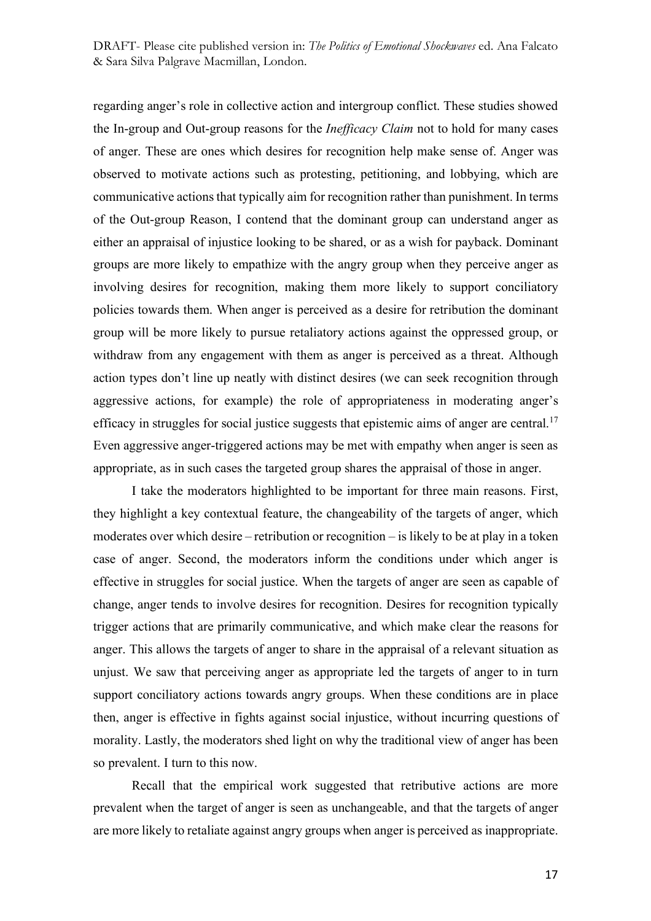regarding anger's role in collective action and intergroup conflict. These studies showed the In-group and Out-group reasons for the *Inefficacy Claim* not to hold for many cases of anger. These are ones which desires for recognition help make sense of. Anger was observed to motivate actions such as protesting, petitioning, and lobbying, which are communicative actions that typically aim for recognition rather than punishment. In terms of the Out-group Reason, I contend that the dominant group can understand anger as either an appraisal of injustice looking to be shared, or as a wish for payback. Dominant groups are more likely to empathize with the angry group when they perceive anger as involving desires for recognition, making them more likely to support conciliatory policies towards them. When anger is perceived as a desire for retribution the dominant group will be more likely to pursue retaliatory actions against the oppressed group, or withdraw from any engagement with them as anger is perceived as a threat. Although action types don't line up neatly with distinct desires (we can seek recognition through aggressive actions, for example) the role of appropriateness in moderating anger's efficacy in struggles for social justice suggests that epistemic aims of anger are central.[17] Even aggressive anger-triggered actions may be met with empathy when anger is seen as appropriate, as in such cases the targeted group shares the appraisal of those in anger.

I take the moderators highlighted to be important for three main reasons. First, they highlight a key contextual feature, the changeability of the targets of anger, which moderates over which desire – retribution or recognition – is likely to be at play in a token case of anger. Second, the moderators inform the conditions under which anger is effective in struggles for social justice. When the targets of anger are seen as capable of change, anger tends to involve desires for recognition. Desires for recognition typically trigger actions that are primarily communicative, and which make clear the reasons for anger. This allows the targets of anger to share in the appraisal of a relevant situation as unjust. We saw that perceiving anger as appropriate led the targets of anger to in turn support conciliatory actions towards angry groups. When these conditions are in place then, anger is effective in fights against social injustice, without incurring questions of morality. Lastly, the moderators shed light on why the traditional view of anger has been so prevalent. I turn to this now.

Recall that the empirical work suggested that retributive actions are more prevalent when the target of anger is seen as unchangeable, and that the targets of anger are more likely to retaliate against angry groups when anger is perceived as inappropriate.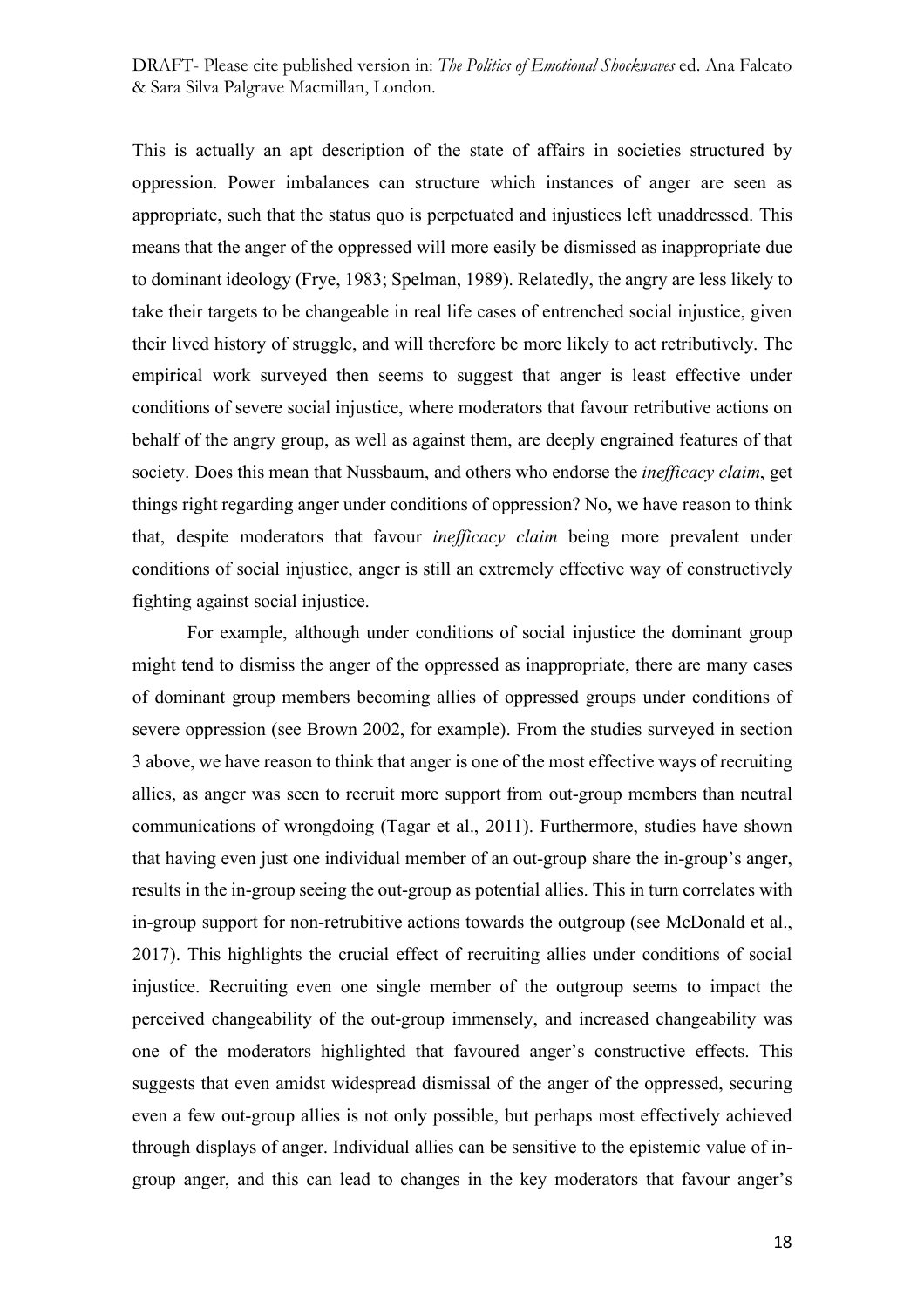This is actually an apt description of the state of affairs in societies structured by oppression. Power imbalances can structure which instances of anger are seen as appropriate, such that the status quo is perpetuated and injustices left unaddressed. This means that the anger of the oppressed will more easily be dismissed as inappropriate due to dominant ideology (Frye, 1983; Spelman, 1989). Relatedly, the angry are less likely to take their targets to be changeable in real life cases of entrenched social injustice, given their lived history of struggle, and will therefore be more likely to act retributively. The empirical work surveyed then seems to suggest that anger is least effective under conditions of severe social injustice, where moderators that favour retributive actions on behalf of the angry group, as well as against them, are deeply engrained features of that society. Does this mean that Nussbaum, and others who endorse the *inefficacy claim*, get things right regarding anger under conditions of oppression? No, we have reason to think that, despite moderators that favour *inefficacy claim* being more prevalent under conditions of social injustice, anger is still an extremely effective way of constructively fighting against social injustice.

For example, although under conditions of social injustice the dominant group might tend to dismiss the anger of the oppressed as inappropriate, there are many cases of dominant group members becoming allies of oppressed groups under conditions of severe oppression (see Brown 2002, for example). From the studies surveyed in section 3 above, we have reason to think that anger is one of the most effective ways of recruiting allies, as anger was seen to recruit more support from out-group members than neutral communications of wrongdoing (Tagar et al., 2011). Furthermore, studies have shown that having even just one individual member of an out-group share the in-group's anger, results in the in-group seeing the out-group as potential allies. This in turn correlates with in-group support for non-retrubitive actions towards the outgroup (see McDonald et al., 2017). This highlights the crucial effect of recruiting allies under conditions of social injustice. Recruiting even one single member of the outgroup seems to impact the perceived changeability of the out-group immensely, and increased changeability was one of the moderators highlighted that favoured anger's constructive effects. This suggests that even amidst widespread dismissal of the anger of the oppressed, securing even a few out-group allies is not only possible, but perhaps most effectively achieved through displays of anger. Individual allies can be sensitive to the epistemic value of in-group anger, and this can lead to changes in the key moderators that favour anger's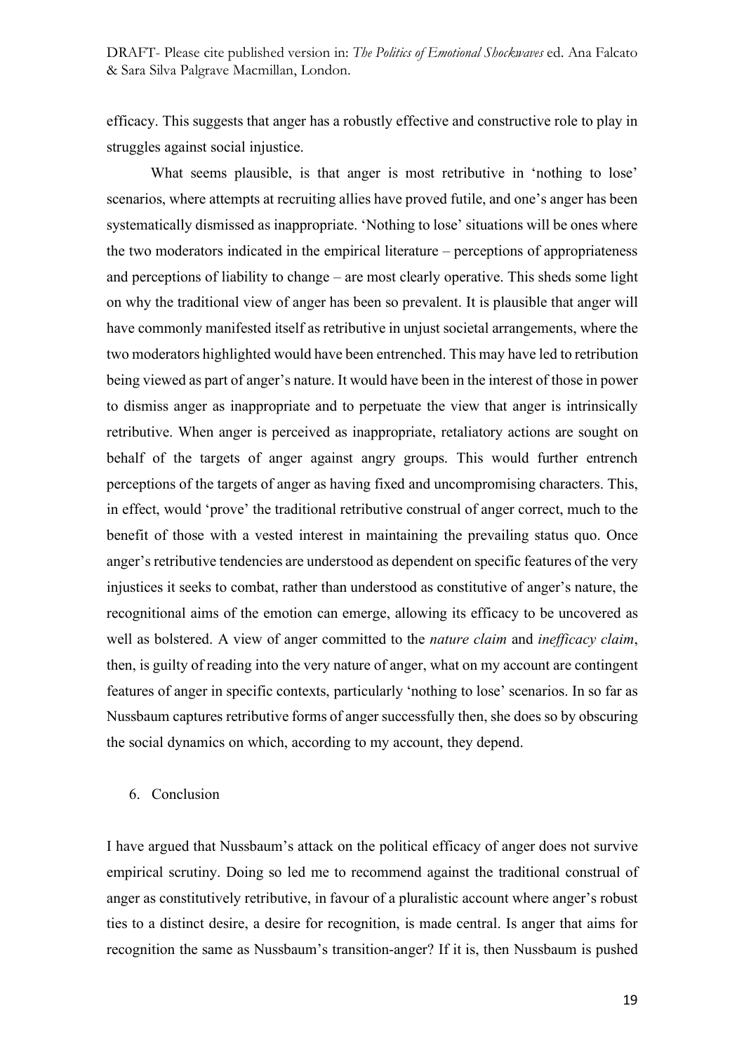efficacy. This suggests that anger has a robustly effective and constructive role to play in struggles against social injustice.

What seems plausible, is that anger is most retributive in 'nothing to lose' scenarios, where attempts at recruiting allies have proved futile, and one's anger has been systematically dismissed as inappropriate. 'Nothing to lose' situations will be ones where the two moderators indicated in the empirical literature – perceptions of appropriateness and perceptions of liability to change – are most clearly operative. This sheds some light on why the traditional view of anger has been so prevalent. It is plausible that anger will have commonly manifested itself as retributive in unjust societal arrangements, where the two moderators highlighted would have been entrenched. This may have led to retribution being viewed as part of anger's nature. It would have been in the interest of those in power to dismiss anger as inappropriate and to perpetuate the view that anger is intrinsically retributive. When anger is perceived as inappropriate, retaliatory actions are sought on behalf of the targets of anger against angry groups. This would further entrench perceptions of the targets of anger as having fixed and uncompromising characters. This, in effect, would 'prove' the traditional retributive construal of anger correct, much to the benefit of those with a vested interest in maintaining the prevailing status quo. Once anger's retributive tendencies are understood as dependent on specific features of the very injustices it seeks to combat, rather than understood as constitutive of anger's nature, the recognitional aims of the emotion can emerge, allowing its efficacy to be uncovered as well as bolstered. A view of anger committed to the *nature claim* and *inefficacy claim*, then, is guilty of reading into the very nature of anger, what on my account are contingent features of anger in specific contexts, particularly 'nothing to lose' scenarios. In so far as Nussbaum captures retributive forms of anger successfully then, she does so by obscuring the social dynamics on which, according to my account, they depend.

## 6. Conclusion

I have argued that Nussbaum's attack on the political efficacy of anger does not survive empirical scrutiny. Doing so led me to recommend against the traditional construal of anger as constitutively retributive, in favour of a pluralistic account where anger's robust ties to a distinct desire, a desire for recognition, is made central. Is anger that aims for recognition the same as Nussbaum's transition-anger? If it is, then Nussbaum is pushed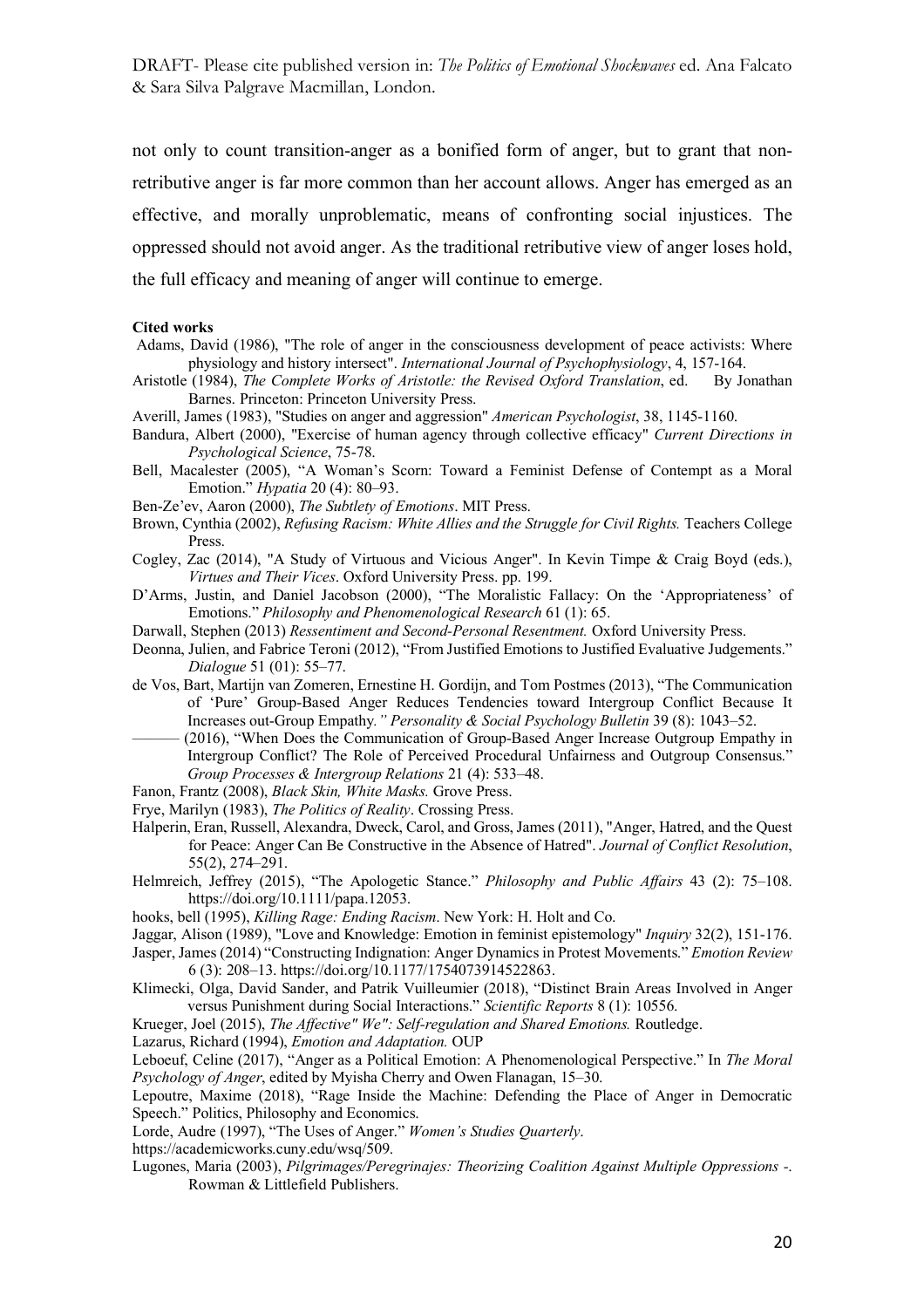not only to count transition-anger as a bonified form of anger, but to grant that non-retributive anger is far more common than her account allows. Anger has emerged as an effective, and morally unproblematic, means of confronting social injustices. The oppressed should not avoid anger. As the traditional retributive view of anger loses hold, the full efficacy and meaning of anger will continue to emerge.

**Cited works**

Adams, David (1986), "The role of anger in the consciousness development of peace activists: Where physiology and history intersect". *International Journal of Psychophysiology*, 4, 157-164.

Aristotle (1984), *The Complete Works of Aristotle: the Revised Oxford Translation*, ed. By Jonathan Barnes. Princeton: Princeton University Press.

Averill, James (1983), "Studies on anger and aggression" *American Psychologist*, 38, 1145-1160.

Bandura, Albert (2000), "Exercise of human agency through collective efficacy" *Current Directions in Psychological Science*, 75-78.

Bell, Macalester (2005), "A Woman's Scorn: Toward a Feminist Defense of Contempt as a Moral Emotion." *Hypatia* 20 (4): 80–93.

Ben-Ze'ev, Aaron (2000), *The Subtlety of Emotions*. MIT Press.

Brown, Cynthia (2002), *Refusing Racism: White Allies and the Struggle for Civil Rights.* Teachers College Press.

Cogley, Zac (2014), "A Study of Virtuous and Vicious Anger". In Kevin Timpe & Craig Boyd (eds.), *Virtues and Their Vices*. Oxford University Press. pp. 199.

D'Arms, Justin, and Daniel Jacobson (2000), "The Moralistic Fallacy: On the 'Appropriateness' of Emotions." *Philosophy and Phenomenological Research* 61 (1): 65.

Darwall, Stephen (2013) *Ressentiment and Second-Personal Resentment.* Oxford University Press.

Deonna, Julien, and Fabrice Teroni (2012), "From Justified Emotions to Justified Evaluative Judgements." *Dialogue* 51 (01): 55–77.

de Vos, Bart, Martijn van Zomeren, Ernestine H. Gordijn, and Tom Postmes (2013), "The Communication of 'Pure' Group-Based Anger Reduces Tendencies toward Intergroup Conflict Because It Increases out-Group Empathy*." Personality & Social Psychology Bulletin* 39 (8): 1043–52.

——— (2016), "When Does the Communication of Group-Based Anger Increase Outgroup Empathy in Intergroup Conflict? The Role of Perceived Procedural Unfairness and Outgroup Consensus." *Group Processes & Intergroup Relations* 21 (4): 533–48.

Fanon, Frantz (2008), *Black Skin, White Masks.* Grove Press.

Frye, Marilyn (1983), *The Politics of Reality*. Crossing Press.

Halperin, Eran, Russell, Alexandra, Dweck, Carol, and Gross, James (2011), "Anger, Hatred, and the Quest for Peace: Anger Can Be Constructive in the Absence of Hatred". *Journal of Conflict Resolution*, 55(2), 274–291.

Helmreich, Jeffrey (2015), "The Apologetic Stance." *Philosophy and Public Affairs* 43 (2): 75–108. https://doi.org/10.1111/papa.12053.

hooks, bell (1995), *Killing Rage: Ending Racism*. New York: H. Holt and Co.

Jaggar, Alison (1989), "Love and Knowledge: Emotion in feminist epistemology" *Inquiry* 32(2), 151-176.

Jasper, James (2014) "Constructing Indignation: Anger Dynamics in Protest Movements." *Emotion Review* 6 (3): 208–13. https://doi.org/10.1177/1754073914522863.

Klimecki, Olga, David Sander, and Patrik Vuilleumier (2018), "Distinct Brain Areas Involved in Anger versus Punishment during Social Interactions." *Scientific Reports* 8 (1): 10556.

Krueger, Joel (2015), *The Affective" We": Self-regulation and Shared Emotions.* Routledge.

Lazarus, Richard (1994), *Emotion and Adaptation.* OUP

Leboeuf, Celine (2017), "Anger as a Political Emotion: A Phenomenological Perspective." In *The Moral Psychology of Anger*, edited by Myisha Cherry and Owen Flanagan, 15–30.

Lepoutre, Maxime (2018), "Rage Inside the Machine: Defending the Place of Anger in Democratic Speech." Politics, Philosophy and Economics.

Lorde, Audre (1997), "The Uses of Anger." *Women's Studies Quarterly*.
https://academicworks.cuny.edu/wsq/509.

Lugones, Maria (2003), *Pilgrimages/Peregrinajes: Theorizing Coalition Against Multiple Oppressions -*. Rowman & Littlefield Publishers.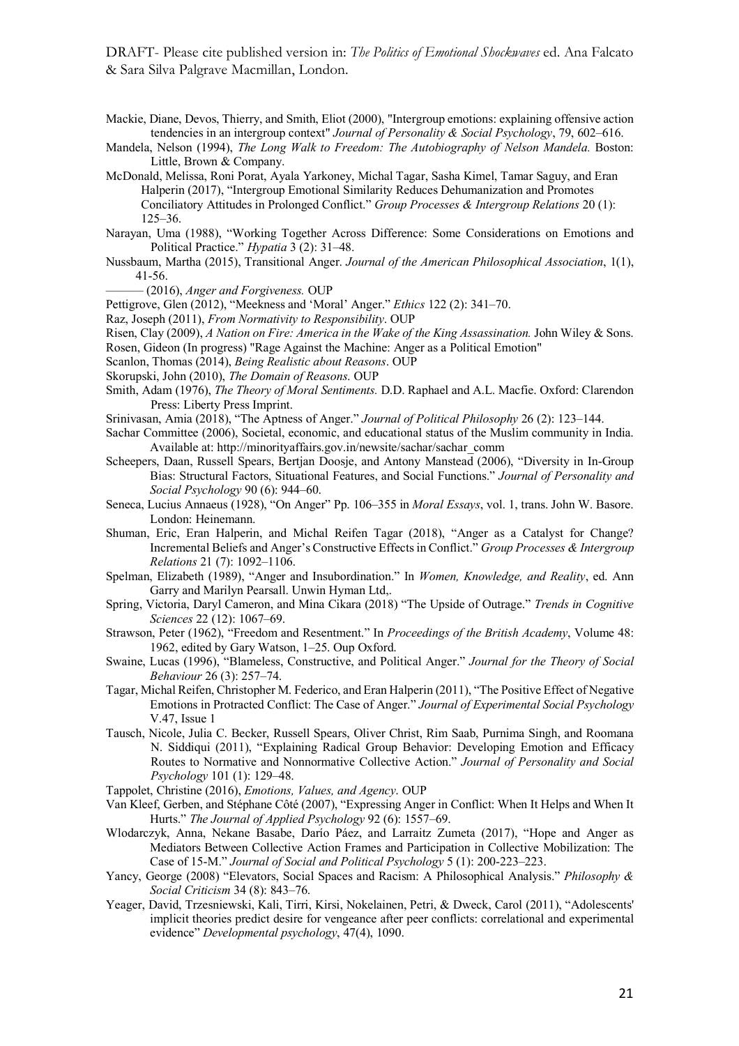DRAFT- Please cite published version in: *The Politics of Emotional Shockwaves* ed. Ana Falcato & Sara Silva Palgrave Macmillan, London.

Mackie, Diane, Devos, Thierry, and Smith, Eliot (2000), "Intergroup emotions: explaining offensive action tendencies in an intergroup context" *Journal of Personality & Social Psychology*, 79, 602–616.

Mandela, Nelson (1994), *The Long Walk to Freedom: The Autobiography of Nelson Mandela.* Boston: Little, Brown & Company.

McDonald, Melissa, Roni Porat, Ayala Yarkoney, Michal Tagar, Sasha Kimel, Tamar Saguy, and Eran Halperin (2017), "Intergroup Emotional Similarity Reduces Dehumanization and Promotes Conciliatory Attitudes in Prolonged Conflict." *Group Processes & Intergroup Relations* 20 (1): 125–36.

Narayan, Uma (1988), "Working Together Across Difference: Some Considerations on Emotions and Political Practice." *Hypatia* 3 (2): 31–48.

Nussbaum, Martha (2015), Transitional Anger. *Journal of the American Philosophical Association*, 1(1), 41-56.

——— (2016), *Anger and Forgiveness.* OUP

Pettigrove, Glen (2012), "Meekness and 'Moral' Anger." *Ethics* 122 (2): 341–70.

Raz, Joseph (2011), *From Normativity to Responsibility*. OUP

Risen, Clay (2009), *A Nation on Fire: America in the Wake of the King Assassination.* John Wiley & Sons.

Rosen, Gideon (In progress) "Rage Against the Machine: Anger as a Political Emotion"

Scanlon, Thomas (2014), *Being Realistic about Reasons*. OUP

Skorupski, John (2010), *The Domain of Reasons*. OUP

Smith, Adam (1976), *The Theory of Moral Sentiments.* D.D. Raphael and A.L. Macfie. Oxford: Clarendon Press: Liberty Press Imprint.

Srinivasan, Amia (2018), "The Aptness of Anger." *Journal of Political Philosophy* 26 (2): 123–144.

Sachar Committee (2006), Societal, economic, and educational status of the Muslim community in India. Available at: http://minorityaffairs.gov.in/newsite/sachar/sachar_comm

Scheepers, Daan, Russell Spears, Bertjan Doosje, and Antony Manstead (2006), "Diversity in In-Group Bias: Structural Factors, Situational Features, and Social Functions." *Journal of Personality and Social Psychology* 90 (6): 944–60.

Seneca, Lucius Annaeus (1928), "On Anger" Pp. 106–355 in *Moral Essays*, vol. 1, trans. John W. Basore. London: Heinemann.

Shuman, Eric, Eran Halperin, and Michal Reifen Tagar (2018), "Anger as a Catalyst for Change? Incremental Beliefs and Anger's Constructive Effects in Conflict." *Group Processes & Intergroup Relations* 21 (7): 1092–1106.

Spelman, Elizabeth (1989), "Anger and Insubordination." In *Women, Knowledge, and Reality*, ed. Ann Garry and Marilyn Pearsall. Unwin Hyman Ltd,.

Spring, Victoria, Daryl Cameron, and Mina Cikara (2018) "The Upside of Outrage." *Trends in Cognitive Sciences* 22 (12): 1067–69.

Strawson, Peter (1962), "Freedom and Resentment." In *Proceedings of the British Academy*, Volume 48: 1962, edited by Gary Watson, 1–25. Oup Oxford.

Swaine, Lucas (1996), "Blameless, Constructive, and Political Anger." *Journal for the Theory of Social Behaviour* 26 (3): 257–74.

Tagar, Michal Reifen, Christopher M. Federico, and Eran Halperin (2011), "The Positive Effect of Negative Emotions in Protracted Conflict: The Case of Anger." *Journal of Experimental Social Psychology* V.47, Issue 1

Tausch, Nicole, Julia C. Becker, Russell Spears, Oliver Christ, Rim Saab, Purnima Singh, and Roomana N. Siddiqui (2011), "Explaining Radical Group Behavior: Developing Emotion and Efficacy Routes to Normative and Nonnormative Collective Action." *Journal of Personality and Social Psychology* 101 (1): 129–48.

Tappolet, Christine (2016), *Emotions, Values, and Agency*. OUP

Van Kleef, Gerben, and Stéphane Côté (2007), "Expressing Anger in Conflict: When It Helps and When It Hurts." *The Journal of Applied Psychology* 92 (6): 1557–69.

Wlodarczyk, Anna, Nekane Basabe, Darío Páez, and Larraitz Zumeta (2017), "Hope and Anger as Mediators Between Collective Action Frames and Participation in Collective Mobilization: The Case of 15-M." *Journal of Social and Political Psychology* 5 (1): 200-223–223.

Yancy, George (2008) "Elevators, Social Spaces and Racism: A Philosophical Analysis." *Philosophy & Social Criticism* 34 (8): 843–76.

Yeager, David, Trzesniewski, Kali, Tirri, Kirsi, Nokelainen, Petri, & Dweck, Carol (2011), "Adolescents' implicit theories predict desire for vengeance after peer conflicts: correlational and experimental evidence" *Developmental psychology*, 47(4), 1090.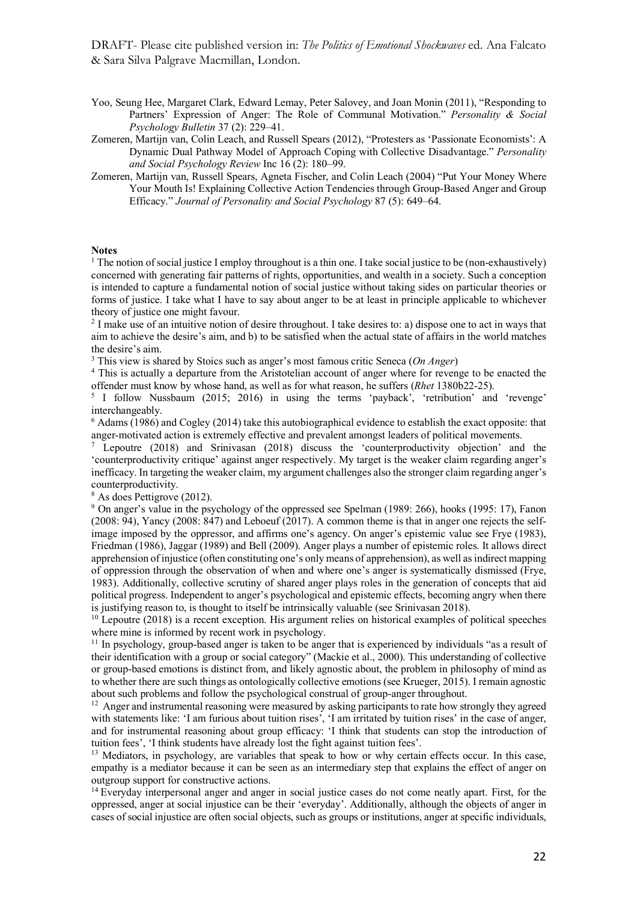Yoo, Seung Hee, Margaret Clark, Edward Lemay, Peter Salovey, and Joan Monin (2011), "Responding to Partners' Expression of Anger: The Role of Communal Motivation." *Personality & Social Psychology Bulletin* 37 (2): 229–41.

Zomeren, Martijn van, Colin Leach, and Russell Spears (2012), "Protesters as 'Passionate Economists': A Dynamic Dual Pathway Model of Approach Coping with Collective Disadvantage." *Personality and Social Psychology Review* Inc 16 (2): 180–99.

Zomeren, Martijn van, Russell Spears, Agneta Fischer, and Colin Leach (2004) "Put Your Money Where Your Mouth Is! Explaining Collective Action Tendencies through Group-Based Anger and Group Efficacy." *Journal of Personality and Social Psychology* 87 (5): 649–64.

**Notes**

[1] The notion of social justice I employ throughout is a thin one. I take social justice to be (non-exhaustively) concerned with generating fair patterns of rights, opportunities, and wealth in a society. Such a conception is intended to capture a fundamental notion of social justice without taking sides on particular theories or forms of justice. I take what I have to say about anger to be at least in principle applicable to whichever theory of justice one might favour.

[2] I make use of an intuitive notion of desire throughout. I take desires to: a) dispose one to act in ways that aim to achieve the desire's aim, and b) to be satisfied when the actual state of affairs in the world matches the desire's aim.

[3] This view is shared by Stoics such as anger's most famous critic Seneca (*On Anger*)

[4] This is actually a departure from the Aristotelian account of anger where for revenge to be enacted the offender must know by whose hand, as well as for what reason, he suffers (*Rhet* 1380b22-25).

[5] I follow Nussbaum (2015; 2016) in using the terms 'payback', 'retribution' and 'revenge' interchangeably.

[6] Adams (1986) and Cogley (2014) take this autobiographical evidence to establish the exact opposite: that anger-motivated action is extremely effective and prevalent amongst leaders of political movements.

[7] Lepoutre (2018) and Srinivasan (2018) discuss the 'counterproductivity objection' and the 'counterproductivity critique' against anger respectively. My target is the weaker claim regarding anger's inefficacy. In targeting the weaker claim, my argument challenges also the stronger claim regarding anger's counterproductivity.

[8] As does Pettigrove (2012).

[9] On anger's value in the psychology of the oppressed see Spelman (1989: 266), hooks (1995: 17), Fanon (2008: 94), Yancy (2008: 847) and Leboeuf (2017). A common theme is that in anger one rejects the self-image imposed by the oppressor, and affirms one's agency. On anger's epistemic value see Frye (1983), Friedman (1986), Jaggar (1989) and Bell (2009). Anger plays a number of epistemic roles. It allows direct apprehension of injustice (often constituting one's only means of apprehension), as well as indirect mapping of oppression through the observation of when and where one's anger is systematically dismissed (Frye, 1983). Additionally, collective scrutiny of shared anger plays roles in the generation of concepts that aid political progress. Independent to anger's psychological and epistemic effects, becoming angry when there is justifying reason to, is thought to itself be intrinsically valuable (see Srinivasan 2018).

[10] Lepoutre (2018) is a recent exception. His argument relies on historical examples of political speeches where mine is informed by recent work in psychology.

[11] In psychology, group-based anger is taken to be anger that is experienced by individuals "as a result of their identification with a group or social category" (Mackie et al., 2000). This understanding of collective or group-based emotions is distinct from, and likely agnostic about, the problem in philosophy of mind as to whether there are such things as ontologically collective emotions (see Krueger, 2015). I remain agnostic about such problems and follow the psychological construal of group-anger throughout.

[12] Anger and instrumental reasoning were measured by asking participants to rate how strongly they agreed with statements like: 'I am furious about tuition rises', 'I am irritated by tuition rises' in the case of anger, and for instrumental reasoning about group efficacy: 'I think that students can stop the introduction of tuition fees', 'I think students have already lost the fight against tuition fees'.

[13] Mediators, in psychology, are variables that speak to how or why certain effects occur. In this case, empathy is a mediator because it can be seen as an intermediary step that explains the effect of anger on outgroup support for constructive actions.

[14] Everyday interpersonal anger and anger in social justice cases do not come neatly apart. First, for the oppressed, anger at social injustice can be their 'everyday'. Additionally, although the objects of anger in cases of social injustice are often social objects, such as groups or institutions, anger at specific individuals,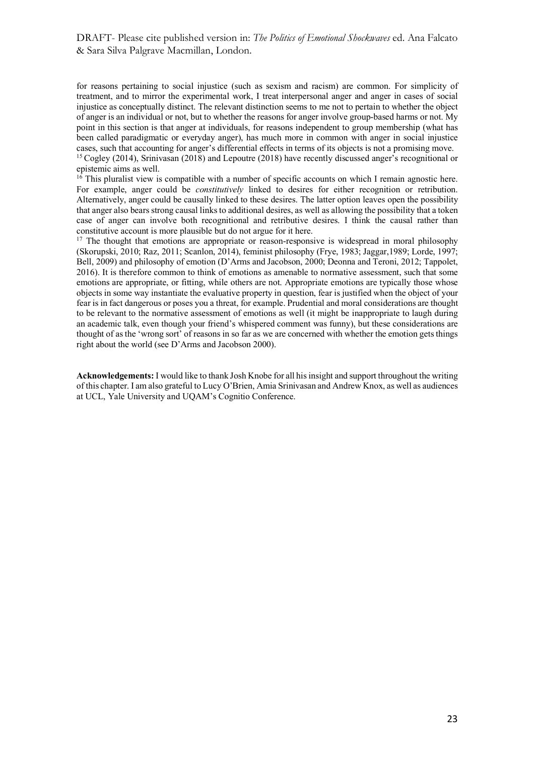for reasons pertaining to social injustice (such as sexism and racism) are common. For simplicity of treatment, and to mirror the experimental work, I treat interpersonal anger and anger in cases of social injustice as conceptually distinct. The relevant distinction seems to me not to pertain to whether the object of anger is an individual or not, but to whether the reasons for anger involve group-based harms or not. My point in this section is that anger at individuals, for reasons independent to group membership (what has been called paradigmatic or everyday anger), has much more in common with anger in social injustice cases, such that accounting for anger's differential effects in terms of its objects is not a promising move.

[15] Cogley (2014), Srinivasan (2018) and Lepoutre (2018) have recently discussed anger's recognitional or epistemic aims as well.

[16] This pluralist view is compatible with a number of specific accounts on which I remain agnostic here. For example, anger could be *constitutively* linked to desires for either recognition or retribution. Alternatively, anger could be causally linked to these desires. The latter option leaves open the possibility that anger also bears strong causal links to additional desires, as well as allowing the possibility that a token case of anger can involve both recognitional and retributive desires. I think the causal rather than constitutive account is more plausible but do not argue for it here.

[17] The thought that emotions are appropriate or reason-responsive is widespread in moral philosophy (Skorupski, 2010; Raz, 2011; Scanlon, 2014), feminist philosophy (Frye, 1983; Jaggar,1989; Lorde, 1997; Bell, 2009) and philosophy of emotion (D'Arms and Jacobson, 2000; Deonna and Teroni, 2012; Tappolet, 2016). It is therefore common to think of emotions as amenable to normative assessment, such that some emotions are appropriate, or fitting, while others are not. Appropriate emotions are typically those whose objects in some way instantiate the evaluative property in question, fear is justified when the object of your fear is in fact dangerous or poses you a threat, for example. Prudential and moral considerations are thought to be relevant to the normative assessment of emotions as well (it might be inappropriate to laugh during an academic talk, even though your friend's whispered comment was funny), but these considerations are thought of as the 'wrong sort' of reasons in so far as we are concerned with whether the emotion gets things right about the world (see D'Arms and Jacobson 2000).

**Acknowledgements:** I would like to thank Josh Knobe for all his insight and support throughout the writing of this chapter. I am also grateful to Lucy O'Brien, Amia Srinivasan and Andrew Knox, as well as audiences at UCL, Yale University and UQAM's Cognitio Conference.